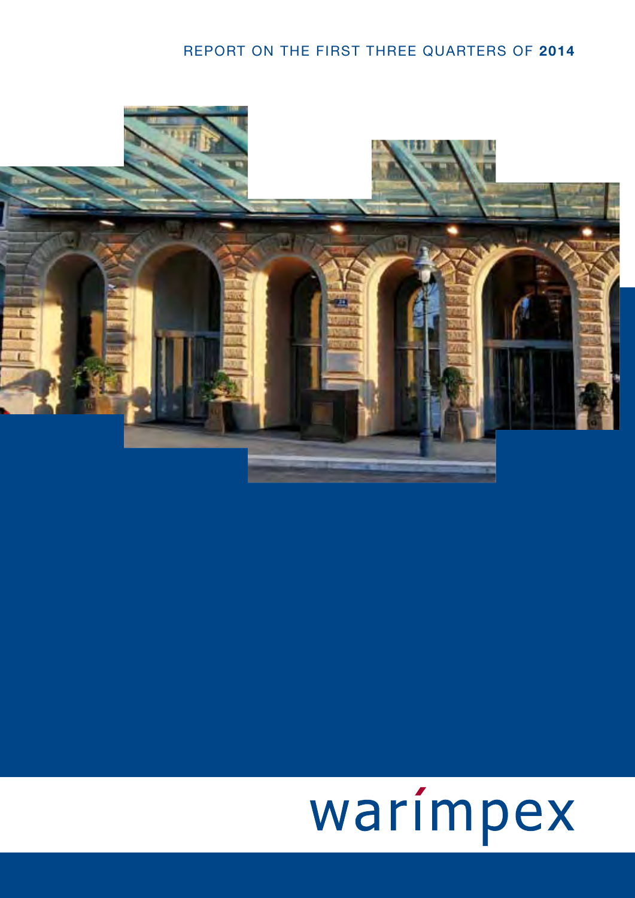# REPORT ON THE FIRST THREE QUARTERS OF **2014**

warimpex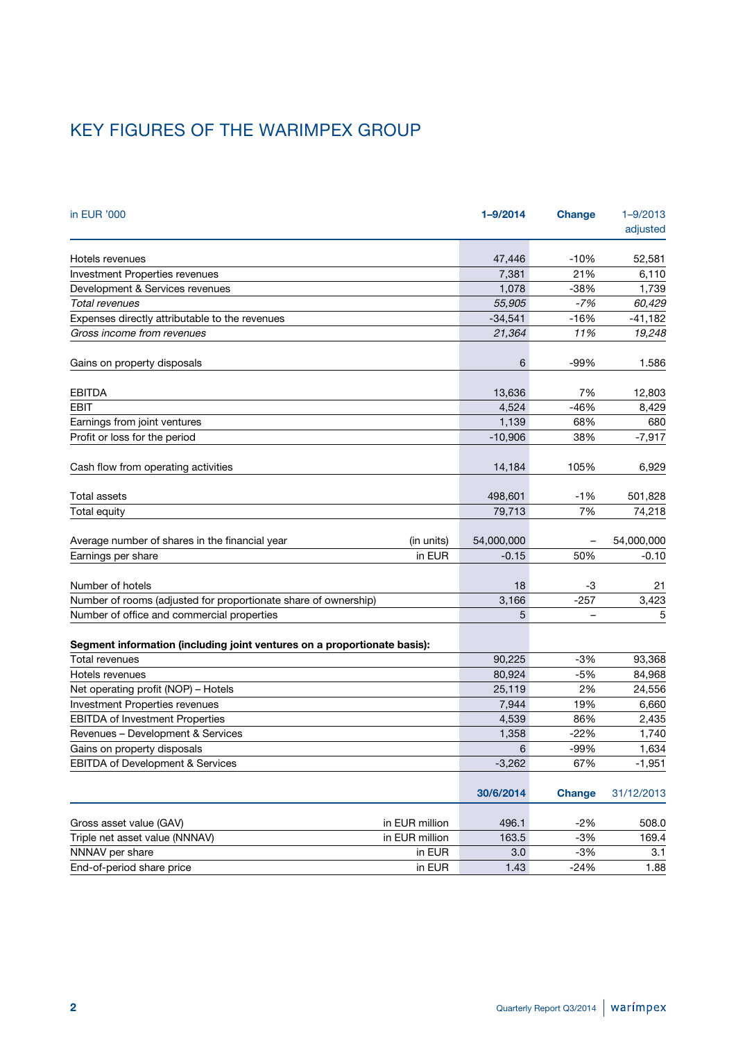# KEY FIGURES OF THE WARIMPEX GROUP

| in EUR '000 | | 1–9/2014 | Change | 1–9/2013 adjusted |
|---|---|---|---|---|
| Hotels revenues | | 47,446 | -10% | 52,581 |
| Investment Properties revenues | | 7,381 | 21% | 6,110 |
| Development & Services revenues | | 1,078 | -38% | 1,739 |
| *Total revenues* | | *55,905* | *-7%* | *60,429* |
| Expenses directly attributable to the revenues | | -34,541 | -16% | -41,182 |
| *Gross income from revenues* | | *21,364* | *11%* | *19,248* |
| Gains on property disposals | | 6 | -99% | 1.586 |
| EBITDA | | 13,636 | 7% | 12,803 |
| EBIT | | 4,524 | -46% | 8,429 |
| Earnings from joint ventures | | 1,139 | 68% | 680 |
| Profit or loss for the period | | -10,906 | 38% | -7,917 |
| Cash flow from operating activities | | 14,184 | 105% | 6,929 |
| Total assets | | 498,601 | -1% | 501,828 |
| Total equity | | 79,713 | 7% | 74,218 |
| Average number of shares in the financial year | (in units) | 54,000,000 | – | 54,000,000 |
| Earnings per share | in EUR | -0.15 | 50% | -0.10 |
| Number of hotels | | 18 | -3 | 21 |
| Number of rooms (adjusted for proportionate share of ownership) | | 3,166 | -257 | 3,423 |
| Number of office and commercial properties | | 5 | – | 5 |
| **Segment information (including joint ventures on a proportionate basis):** | | | | |
| Total revenues | | 90,225 | -3% | 93,368 |
| Hotels revenues | | 80,924 | -5% | 84,968 |
| Net operating profit (NOP) – Hotels | | 25,119 | 2% | 24,556 |
| Investment Properties revenues | | 7,944 | 19% | 6,660 |
| EBITDA of Investment Properties | | 4,539 | 86% | 2,435 |
| Revenues – Development & Services | | 1,358 | -22% | 1,740 |
| Gains on property disposals | | 6 | -99% | 1,634 |
| EBITDA of Development & Services | | -3,262 | 67% | -1,951 |

| | | 30/6/2014 | Change | 31/12/2013 |
|---|---|---|---|---|
| Gross asset value (GAV) | in EUR million | 496.1 | -2% | 508.0 |
| Triple net asset value (NNNAV) | in EUR million | 163.5 | -3% | 169.4 |
| NNNAV per share | in EUR | 3.0 | -3% | 3.1 |
| End-of-period share price | in EUR | 1.43 | -24% | 1.88 |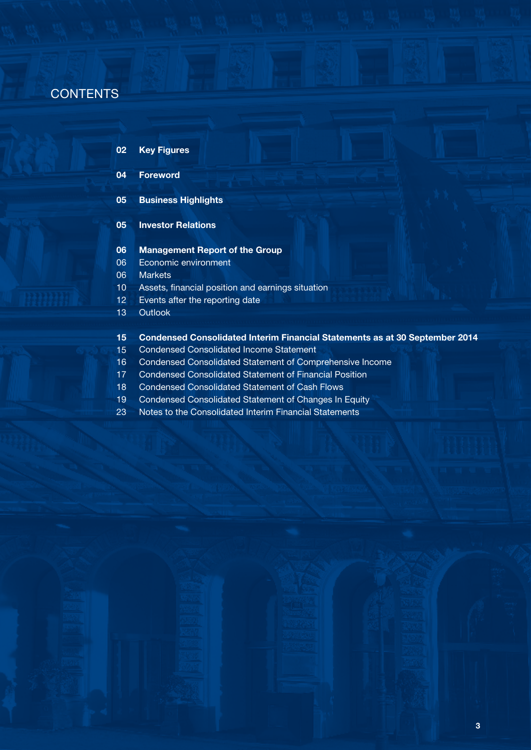# CONTENTS

**02 Key Figures**

**04 Foreword**

**05 Business Highlights**

**05 Investor Relations**

**06 Management Report of the Group**
06 Economic environment
06 Markets
10 Assets, financial position and earnings situation
12 Events after the reporting date
13 Outlook

**15 Condensed Consolidated Interim Financial Statements as at 30 September 2014**
15 Condensed Consolidated Income Statement
16 Condensed Consolidated Statement of Comprehensive Income
17 Condensed Consolidated Statement of Financial Position
18 Condensed Consolidated Statement of Cash Flows
19 Condensed Consolidated Statement of Changes In Equity
23 Notes to the Consolidated Interim Financial Statements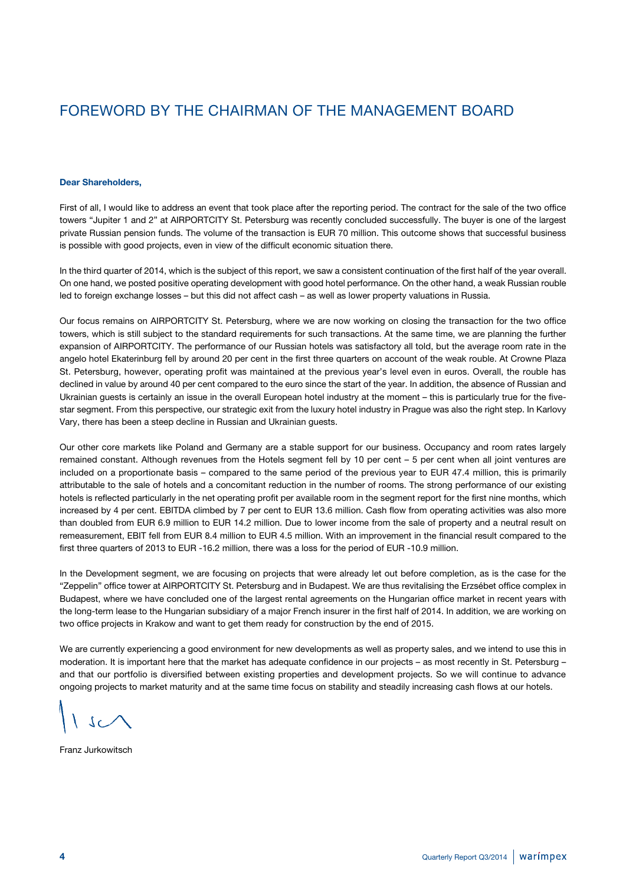# FOREWORD BY THE CHAIRMAN OF THE MANAGEMENT BOARD

**Dear Shareholders,**

First of all, I would like to address an event that took place after the reporting period. The contract for the sale of the two office towers "Jupiter 1 and 2" at AIRPORTCITY St. Petersburg was recently concluded successfully. The buyer is one of the largest private Russian pension funds. The volume of the transaction is EUR 70 million. This outcome shows that successful business is possible with good projects, even in view of the difficult economic situation there.

In the third quarter of 2014, which is the subject of this report, we saw a consistent continuation of the first half of the year overall. On one hand, we posted positive operating development with good hotel performance. On the other hand, a weak Russian rouble led to foreign exchange losses – but this did not affect cash – as well as lower property valuations in Russia.

Our focus remains on AIRPORTCITY St. Petersburg, where we are now working on closing the transaction for the two office towers, which is still subject to the standard requirements for such transactions. At the same time, we are planning the further expansion of AIRPORTCITY. The performance of our Russian hotels was satisfactory all told, but the average room rate in the angelo hotel Ekaterinburg fell by around 20 per cent in the first three quarters on account of the weak rouble. At Crowne Plaza St. Petersburg, however, operating profit was maintained at the previous year's level even in euros. Overall, the rouble has declined in value by around 40 per cent compared to the euro since the start of the year. In addition, the absence of Russian and Ukrainian guests is certainly an issue in the overall European hotel industry at the moment – this is particularly true for the five-star segment. From this perspective, our strategic exit from the luxury hotel industry in Prague was also the right step. In Karlovy Vary, there has been a steep decline in Russian and Ukrainian guests.

Our other core markets like Poland and Germany are a stable support for our business. Occupancy and room rates largely remained constant. Although revenues from the Hotels segment fell by 10 per cent – 5 per cent when all joint ventures are included on a proportionate basis – compared to the same period of the previous year to EUR 47.4 million, this is primarily attributable to the sale of hotels and a concomitant reduction in the number of rooms. The strong performance of our existing hotels is reflected particularly in the net operating profit per available room in the segment report for the first nine months, which increased by 4 per cent. EBITDA climbed by 7 per cent to EUR 13.6 million. Cash flow from operating activities was also more than doubled from EUR 6.9 million to EUR 14.2 million. Due to lower income from the sale of property and a neutral result on remeasurement, EBIT fell from EUR 8.4 million to EUR 4.5 million. With an improvement in the financial result compared to the first three quarters of 2013 to EUR -16.2 million, there was a loss for the period of EUR -10.9 million.

In the Development segment, we are focusing on projects that were already let out before completion, as is the case for the "Zeppelin" office tower at AIRPORTCITY St. Petersburg and in Budapest. We are thus revitalising the Erzsébet office complex in Budapest, where we have concluded one of the largest rental agreements on the Hungarian office market in recent years with the long-term lease to the Hungarian subsidiary of a major French insurer in the first half of 2014. In addition, we are working on two office projects in Krakow and want to get them ready for construction by the end of 2015.

We are currently experiencing a good environment for new developments as well as property sales, and we intend to use this in moderation. It is important here that the market has adequate confidence in our projects – as most recently in St. Petersburg – and that our portfolio is diversified between existing properties and development projects. So we will continue to advance ongoing projects to market maturity and at the same time focus on stability and steadily increasing cash flows at our hotels.

Franz Jurkowitsch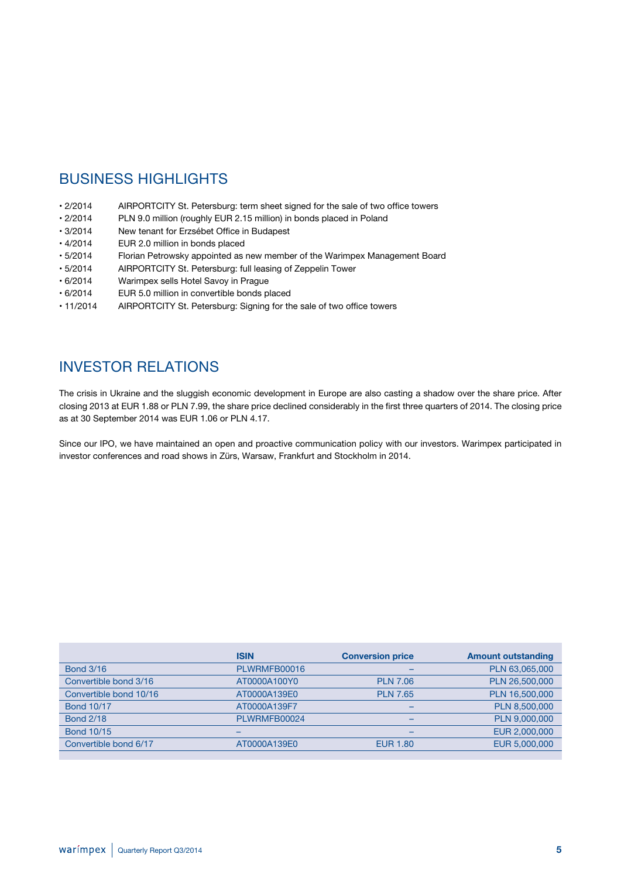## BUSINESS HIGHLIGHTS

- 2/2014 AIRPORTCITY St. Petersburg: term sheet signed for the sale of two office towers
- 2/2014 PLN 9.0 million (roughly EUR 2.15 million) in bonds placed in Poland
- 3/2014 New tenant for Erzsébet Office in Budapest
- 4/2014 EUR 2.0 million in bonds placed
- 5/2014 Florian Petrowsky appointed as new member of the Warimpex Management Board
- 5/2014 AIRPORTCITY St. Petersburg: full leasing of Zeppelin Tower
- 6/2014 Warimpex sells Hotel Savoy in Prague
- 6/2014 EUR 5.0 million in convertible bonds placed
- 11/2014 AIRPORTCITY St. Petersburg: Signing for the sale of two office towers

## INVESTOR RELATIONS

The crisis in Ukraine and the sluggish economic development in Europe are also casting a shadow over the share price. After closing 2013 at EUR 1.88 or PLN 7.99, the share price declined considerably in the first three quarters of 2014. The closing price as at 30 September 2014 was EUR 1.06 or PLN 4.17.

Since our IPO, we have maintained an open and proactive communication policy with our investors. Warimpex participated in investor conferences and road shows in Zürs, Warsaw, Frankfurt and Stockholm in 2014.

| | ISIN | Conversion price | Amount outstanding |
|---|---|---|---|
| Bond 3/16 | PLWRMFB00016 | – | PLN 63,065,000 |
| Convertible bond 3/16 | AT0000A100Y0 | PLN 7.06 | PLN 26,500,000 |
| Convertible bond 10/16 | AT0000A139E0 | PLN 7.65 | PLN 16,500,000 |
| Bond 10/17 | AT0000A139F7 | – | PLN 8,500,000 |
| Bond 2/18 | PLWRMFB00024 | – | PLN 9,000,000 |
| Bond 10/15 | – | – | EUR 2,000,000 |
| Convertible bond 6/17 | AT0000A139E0 | EUR 1.80 | EUR 5,000,000 |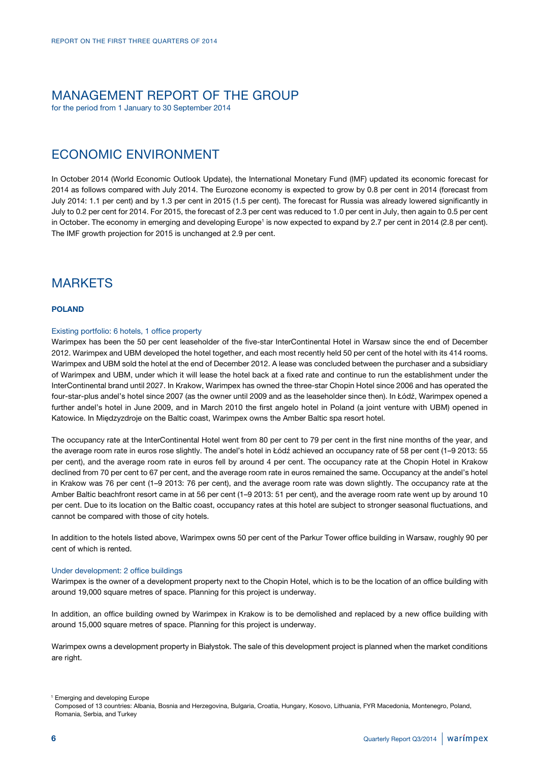# MANAGEMENT REPORT OF THE GROUP

for the period from 1 January to 30 September 2014

## ECONOMIC ENVIRONMENT

In October 2014 (World Economic Outlook Update), the International Monetary Fund (IMF) updated its economic forecast for 2014 as follows compared with July 2014. The Eurozone economy is expected to grow by 0.8 per cent in 2014 (forecast from July 2014: 1.1 per cent) and by 1.3 per cent in 2015 (1.5 per cent). The forecast for Russia was already lowered significantly in July to 0.2 per cent for 2014. For 2015, the forecast of 2.3 per cent was reduced to 1.0 per cent in July, then again to 0.5 per cent in October. The economy in emerging and developing Europe[1] is now expected to expand by 2.7 per cent in 2014 (2.8 per cent). The IMF growth projection for 2015 is unchanged at 2.9 per cent.

## MARKETS

### POLAND

Existing portfolio: 6 hotels, 1 office property

Warimpex has been the 50 per cent leaseholder of the five-star InterContinental Hotel in Warsaw since the end of December 2012. Warimpex and UBM developed the hotel together, and each most recently held 50 per cent of the hotel with its 414 rooms. Warimpex and UBM sold the hotel at the end of December 2012. A lease was concluded between the purchaser and a subsidiary of Warimpex and UBM, under which it will lease the hotel back at a fixed rate and continue to run the establishment under the InterContinental brand until 2027. In Krakow, Warimpex has owned the three-star Chopin Hotel since 2006 and has operated the four-star-plus andel's hotel since 2007 (as the owner until 2009 and as the leaseholder since then). In Łódź, Warimpex opened a further andel's hotel in June 2009, and in March 2010 the first angelo hotel in Poland (a joint venture with UBM) opened in Katowice. In Międzyzdroje on the Baltic coast, Warimpex owns the Amber Baltic spa resort hotel.

The occupancy rate at the InterContinental Hotel went from 80 per cent to 79 per cent in the first nine months of the year, and the average room rate in euros rose slightly. The andel's hotel in Łódź achieved an occupancy rate of 58 per cent (1–9 2013: 55 per cent), and the average room rate in euros fell by around 4 per cent. The occupancy rate at the Chopin Hotel in Krakow declined from 70 per cent to 67 per cent, and the average room rate in euros remained the same. Occupancy at the andel's hotel in Krakow was 76 per cent (1–9 2013: 76 per cent), and the average room rate was down slightly. The occupancy rate at the Amber Baltic beachfront resort came in at 56 per cent (1–9 2013: 51 per cent), and the average room rate went up by around 10 per cent. Due to its location on the Baltic coast, occupancy rates at this hotel are subject to stronger seasonal fluctuations, and cannot be compared with those of city hotels.

In addition to the hotels listed above, Warimpex owns 50 per cent of the Parkur Tower office building in Warsaw, roughly 90 per cent of which is rented.

Under development: 2 office buildings

Warimpex is the owner of a development property next to the Chopin Hotel, which is to be the location of an office building with around 19,000 square metres of space. Planning for this project is underway.

In addition, an office building owned by Warimpex in Krakow is to be demolished and replaced by a new office building with around 15,000 square metres of space. Planning for this project is underway.

Warimpex owns a development property in Białystok. The sale of this development project is planned when the market conditions are right.

---

[1] Emerging and developing Europe
Composed of 13 countries: Albania, Bosnia and Herzegovina, Bulgaria, Croatia, Hungary, Kosovo, Lithuania, FYR Macedonia, Montenegro, Poland, Romania, Serbia, and Turkey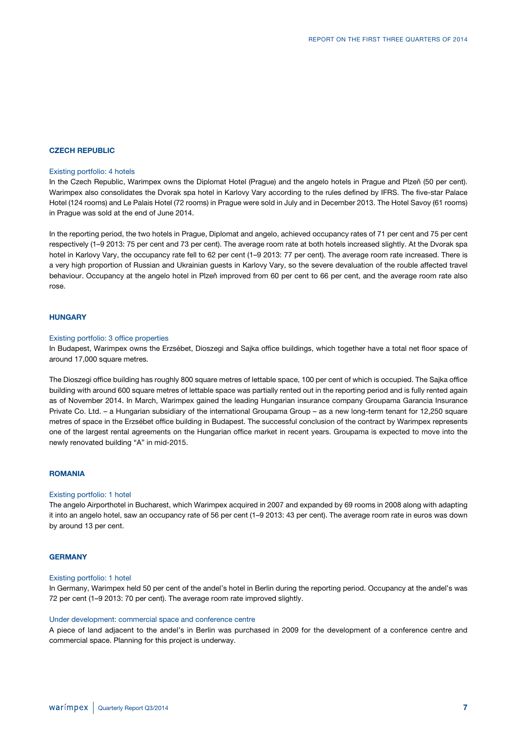## CZECH REPUBLIC

### Existing portfolio: 4 hotels

In the Czech Republic, Warimpex owns the Diplomat Hotel (Prague) and the angelo hotels in Prague and Plzeň (50 per cent). Warimpex also consolidates the Dvorak spa hotel in Karlovy Vary according to the rules defined by IFRS. The five-star Palace Hotel (124 rooms) and Le Palais Hotel (72 rooms) in Prague were sold in July and in December 2013. The Hotel Savoy (61 rooms) in Prague was sold at the end of June 2014.

In the reporting period, the two hotels in Prague, Diplomat and angelo, achieved occupancy rates of 71 per cent and 75 per cent respectively (1–9 2013: 75 per cent and 73 per cent). The average room rate at both hotels increased slightly. At the Dvorak spa hotel in Karlovy Vary, the occupancy rate fell to 62 per cent (1–9 2013: 77 per cent). The average room rate increased. There is a very high proportion of Russian and Ukrainian guests in Karlovy Vary, so the severe devaluation of the rouble affected travel behaviour. Occupancy at the angelo hotel in Plzeň improved from 60 per cent to 66 per cent, and the average room rate also rose.

## HUNGARY

### Existing portfolio: 3 office properties

In Budapest, Warimpex owns the Erzsébet, Dioszegi and Sajka office buildings, which together have a total net floor space of around 17,000 square metres.

The Dioszegi office building has roughly 800 square metres of lettable space, 100 per cent of which is occupied. The Sajka office building with around 600 square metres of lettable space was partially rented out in the reporting period and is fully rented again as of November 2014. In March, Warimpex gained the leading Hungarian insurance company Groupama Garancia Insurance Private Co. Ltd. – a Hungarian subsidiary of the international Groupama Group – as a new long-term tenant for 12,250 square metres of space in the Erzsébet office building in Budapest. The successful conclusion of the contract by Warimpex represents one of the largest rental agreements on the Hungarian office market in recent years. Groupama is expected to move into the newly renovated building "A" in mid-2015.

## ROMANIA

### Existing portfolio: 1 hotel

The angelo Airporthotel in Bucharest, which Warimpex acquired in 2007 and expanded by 69 rooms in 2008 along with adapting it into an angelo hotel, saw an occupancy rate of 56 per cent (1–9 2013: 43 per cent). The average room rate in euros was down by around 13 per cent.

## GERMANY

### Existing portfolio: 1 hotel

In Germany, Warimpex held 50 per cent of the andel's hotel in Berlin during the reporting period. Occupancy at the andel's was 72 per cent (1–9 2013: 70 per cent). The average room rate improved slightly.

### Under development: commercial space and conference centre

A piece of land adjacent to the andel's in Berlin was purchased in 2009 for the development of a conference centre and commercial space. Planning for this project is underway.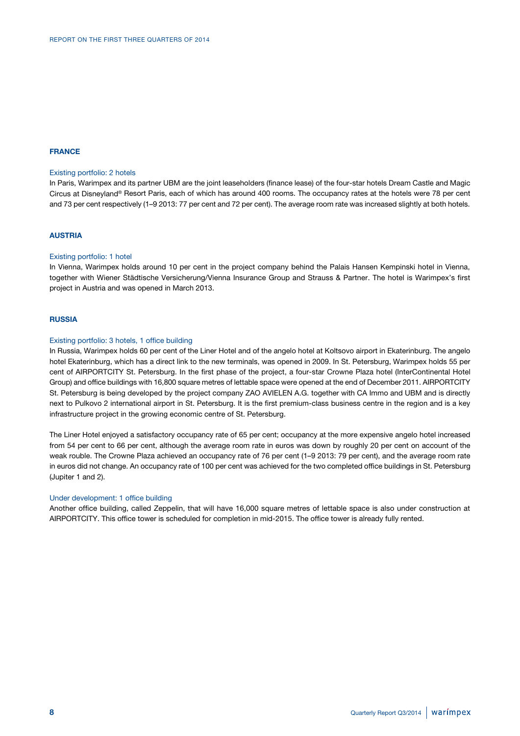## FRANCE

### Existing portfolio: 2 hotels

In Paris, Warimpex and its partner UBM are the joint leaseholders (finance lease) of the four-star hotels Dream Castle and Magic Circus at Disneyland® Resort Paris, each of which has around 400 rooms. The occupancy rates at the hotels were 78 per cent and 73 per cent respectively (1–9 2013: 77 per cent and 72 per cent). The average room rate was increased slightly at both hotels.

## AUSTRIA

### Existing portfolio: 1 hotel

In Vienna, Warimpex holds around 10 per cent in the project company behind the Palais Hansen Kempinski hotel in Vienna, together with Wiener Städtische Versicherung/Vienna Insurance Group and Strauss & Partner. The hotel is Warimpex's first project in Austria and was opened in March 2013.

## RUSSIA

### Existing portfolio: 3 hotels, 1 office building

In Russia, Warimpex holds 60 per cent of the Liner Hotel and of the angelo hotel at Koltsovo airport in Ekaterinburg. The angelo hotel Ekaterinburg, which has a direct link to the new terminals, was opened in 2009. In St. Petersburg, Warimpex holds 55 per cent of AIRPORTCITY St. Petersburg. In the first phase of the project, a four-star Crowne Plaza hotel (InterContinental Hotel Group) and office buildings with 16,800 square metres of lettable space were opened at the end of December 2011. AIRPORTCITY St. Petersburg is being developed by the project company ZAO AVIELEN A.G. together with CA Immo and UBM and is directly next to Pulkovo 2 international airport in St. Petersburg. It is the first premium-class business centre in the region and is a key infrastructure project in the growing economic centre of St. Petersburg.

The Liner Hotel enjoyed a satisfactory occupancy rate of 65 per cent; occupancy at the more expensive angelo hotel increased from 54 per cent to 66 per cent, although the average room rate in euros was down by roughly 20 per cent on account of the weak rouble. The Crowne Plaza achieved an occupancy rate of 76 per cent (1–9 2013: 79 per cent), and the average room rate in euros did not change. An occupancy rate of 100 per cent was achieved for the two completed office buildings in St. Petersburg (Jupiter 1 and 2).

### Under development: 1 office building

Another office building, called Zeppelin, that will have 16,000 square metres of lettable space is also under construction at AIRPORTCITY. This office tower is scheduled for completion in mid-2015. The office tower is already fully rented.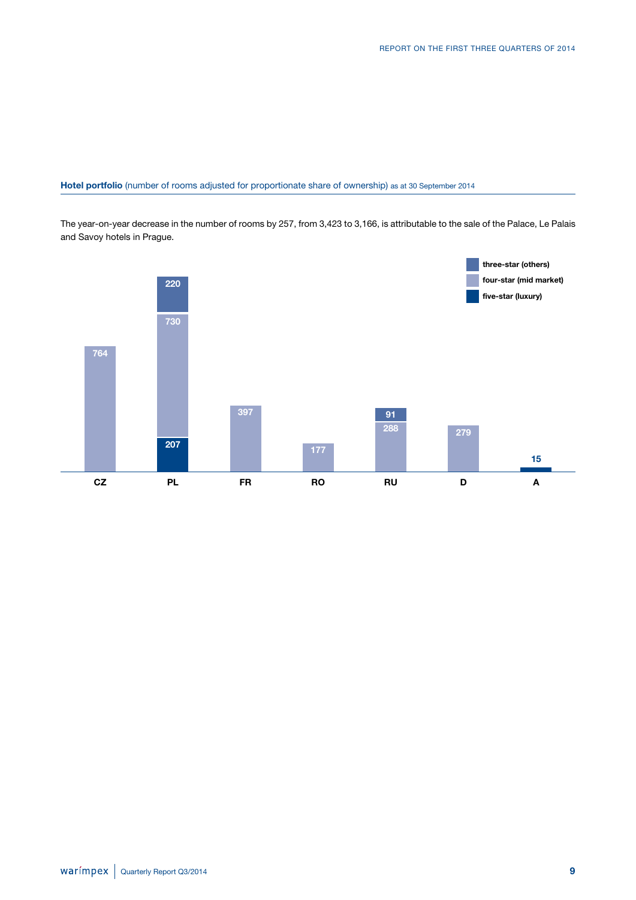**Hotel portfolio** (number of rooms adjusted for proportionate share of ownership) as at 30 September 2014

The year-on-year decrease in the number of rooms by 257, from 3,423 to 3,166, is attributable to the sale of the Palace, Le Palais and Savoy hotels in Prague.

| | CZ | PL | FR | RO | RU | D | A |
|---|---|---|---|---|---|---|---|
| three-star (others) | | 220 | | | 91 | | |
| four-star (mid market) | 764 | 730 | 397 | 177 | 288 | 279 | |
| five-star (luxury) | | 207 | | | | | 15 |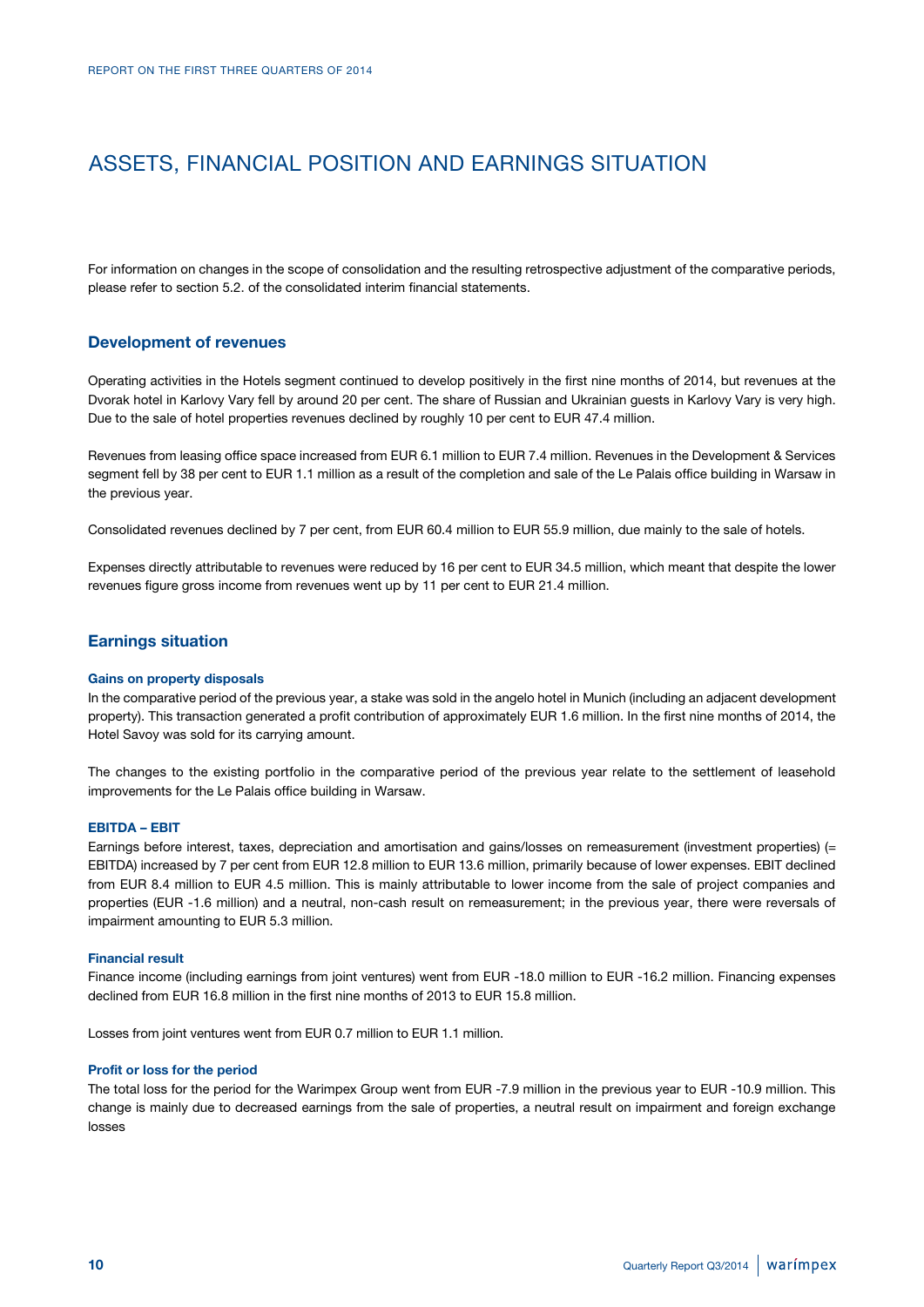# ASSETS, FINANCIAL POSITION AND EARNINGS SITUATION

For information on changes in the scope of consolidation and the resulting retrospective adjustment of the comparative periods, please refer to section 5.2. of the consolidated interim financial statements.

## Development of revenues

Operating activities in the Hotels segment continued to develop positively in the first nine months of 2014, but revenues at the Dvorak hotel in Karlovy Vary fell by around 20 per cent. The share of Russian and Ukrainian guests in Karlovy Vary is very high. Due to the sale of hotel properties revenues declined by roughly 10 per cent to EUR 47.4 million.

Revenues from leasing office space increased from EUR 6.1 million to EUR 7.4 million. Revenues in the Development & Services segment fell by 38 per cent to EUR 1.1 million as a result of the completion and sale of the Le Palais office building in Warsaw in the previous year.

Consolidated revenues declined by 7 per cent, from EUR 60.4 million to EUR 55.9 million, due mainly to the sale of hotels.

Expenses directly attributable to revenues were reduced by 16 per cent to EUR 34.5 million, which meant that despite the lower revenues figure gross income from revenues went up by 11 per cent to EUR 21.4 million.

## Earnings situation

### Gains on property disposals

In the comparative period of the previous year, a stake was sold in the angelo hotel in Munich (including an adjacent development property). This transaction generated a profit contribution of approximately EUR 1.6 million. In the first nine months of 2014, the Hotel Savoy was sold for its carrying amount.

The changes to the existing portfolio in the comparative period of the previous year relate to the settlement of leasehold improvements for the Le Palais office building in Warsaw.

### EBITDA – EBIT

Earnings before interest, taxes, depreciation and amortisation and gains/losses on remeasurement (investment properties) (= EBITDA) increased by 7 per cent from EUR 12.8 million to EUR 13.6 million, primarily because of lower expenses. EBIT declined from EUR 8.4 million to EUR 4.5 million. This is mainly attributable to lower income from the sale of project companies and properties (EUR -1.6 million) and a neutral, non-cash result on remeasurement; in the previous year, there were reversals of impairment amounting to EUR 5.3 million.

### Financial result

Finance income (including earnings from joint ventures) went from EUR -18.0 million to EUR -16.2 million. Financing expenses declined from EUR 16.8 million in the first nine months of 2013 to EUR 15.8 million.

Losses from joint ventures went from EUR 0.7 million to EUR 1.1 million.

### Profit or loss for the period

The total loss for the period for the Warimpex Group went from EUR -7.9 million in the previous year to EUR -10.9 million. This change is mainly due to decreased earnings from the sale of properties, a neutral result on impairment and foreign exchange losses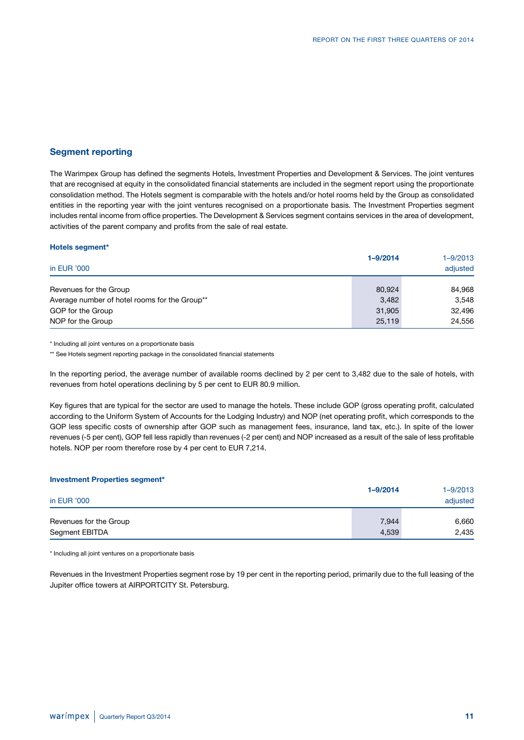## Segment reporting

The Warimpex Group has defined the segments Hotels, Investment Properties and Development & Services. The joint ventures that are recognised at equity in the consolidated financial statements are included in the segment report using the proportionate consolidation method. The Hotels segment is comparable with the hotels and/or hotel rooms held by the Group as consolidated entities in the reporting year with the joint ventures recognised on a proportionate basis. The Investment Properties segment includes rental income from office properties. The Development & Services segment contains services in the area of development, activities of the parent company and profits from the sale of real estate.

### Hotels segment*

| in EUR '000 | **1–9/2014** | 1–9/2013 adjusted |
|---|---|---|
| Revenues for the Group | 80,924 | 84,968 |
| Average number of hotel rooms for the Group** | 3,482 | 3,548 |
| GOP for the Group | 31,905 | 32,496 |
| NOP for the Group | 25,119 | 24,556 |

\* Including all joint ventures on a proportionate basis

\** See Hotels segment reporting package in the consolidated financial statements

In the reporting period, the average number of available rooms declined by 2 per cent to 3,482 due to the sale of hotels, with revenues from hotel operations declining by 5 per cent to EUR 80.9 million.

Key figures that are typical for the sector are used to manage the hotels. These include GOP (gross operating profit, calculated according to the Uniform System of Accounts for the Lodging Industry) and NOP (net operating profit, which corresponds to the GOP less specific costs of ownership after GOP such as management fees, insurance, land tax, etc.). In spite of the lower revenues (-5 per cent), GOP fell less rapidly than revenues (-2 per cent) and NOP increased as a result of the sale of less profitable hotels. NOP per room therefore rose by 4 per cent to EUR 7,214.

### Investment Properties segment*

| in EUR '000 | **1–9/2014** | 1–9/2013 adjusted |
|---|---|---|
| Revenues for the Group | 7,944 | 6,660 |
| Segment EBITDA | 4,539 | 2,435 |

\* Including all joint ventures on a proportionate basis

Revenues in the Investment Properties segment rose by 19 per cent in the reporting period, primarily due to the full leasing of the Jupiter office towers at AIRPORTCITY St. Petersburg.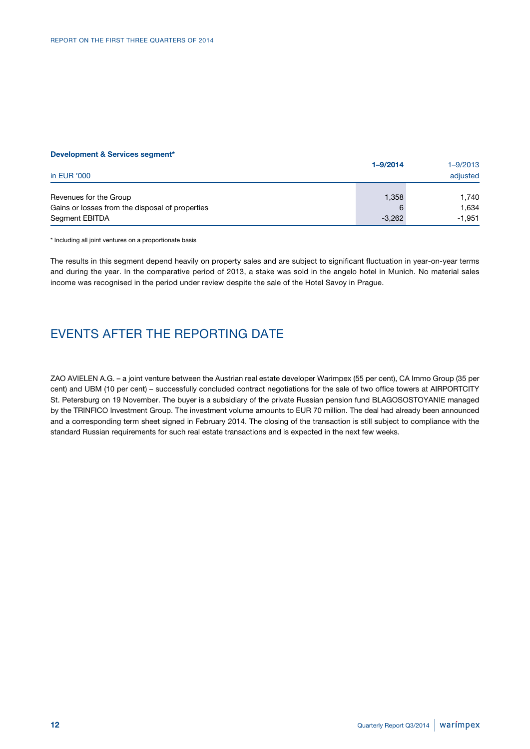**Development & Services segment***

| in EUR '000 | **1–9/2014** | 1–9/2013 adjusted |
|---|---|---|
| Revenues for the Group | 1,358 | 1,740 |
| Gains or losses from the disposal of properties | 6 | 1,634 |
| Segment EBITDA | -3,262 | -1,951 |

\* Including all joint ventures on a proportionate basis

The results in this segment depend heavily on property sales and are subject to significant fluctuation in year-on-year terms and during the year. In the comparative period of 2013, a stake was sold in the angelo hotel in Munich. No material sales income was recognised in the period under review despite the sale of the Hotel Savoy in Prague.

# EVENTS AFTER THE REPORTING DATE

ZAO AVIELEN A.G. – a joint venture between the Austrian real estate developer Warimpex (55 per cent), CA Immo Group (35 per cent) and UBM (10 per cent) – successfully concluded contract negotiations for the sale of two office towers at AIRPORTCITY St. Petersburg on 19 November. The buyer is a subsidiary of the private Russian pension fund BLAGOSOSTOYANIE managed by the TRINFICO Investment Group. The investment volume amounts to EUR 70 million. The deal had already been announced and a corresponding term sheet signed in February 2014. The closing of the transaction is still subject to compliance with the standard Russian requirements for such real estate transactions and is expected in the next few weeks.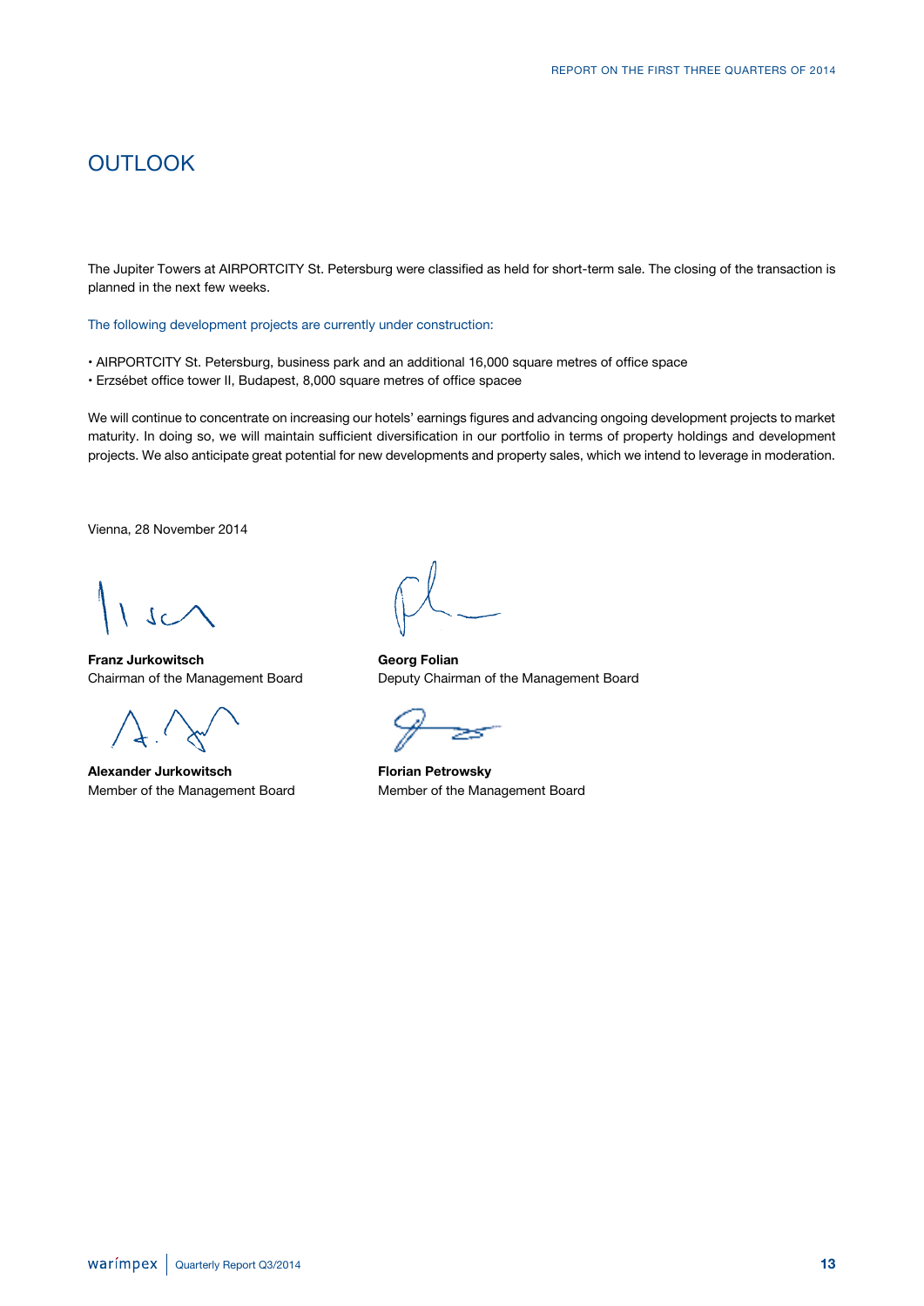# OUTLOOK

The Jupiter Towers at AIRPORTCITY St. Petersburg were classified as held for short-term sale. The closing of the transaction is planned in the next few weeks.

The following development projects are currently under construction:

- AIRPORTCITY St. Petersburg, business park and an additional 16,000 square metres of office space
- Erzsébet office tower II, Budapest, 8,000 square metres of office spacee

We will continue to concentrate on increasing our hotels' earnings figures and advancing ongoing development projects to market maturity. In doing so, we will maintain sufficient diversification in our portfolio in terms of property holdings and development projects. We also anticipate great potential for new developments and property sales, which we intend to leverage in moderation.

Vienna, 28 November 2014

**Franz Jurkowitsch**
Chairman of the Management Board

**Georg Folian**
Deputy Chairman of the Management Board

**Alexander Jurkowitsch**
Member of the Management Board

**Florian Petrowsky**
Member of the Management Board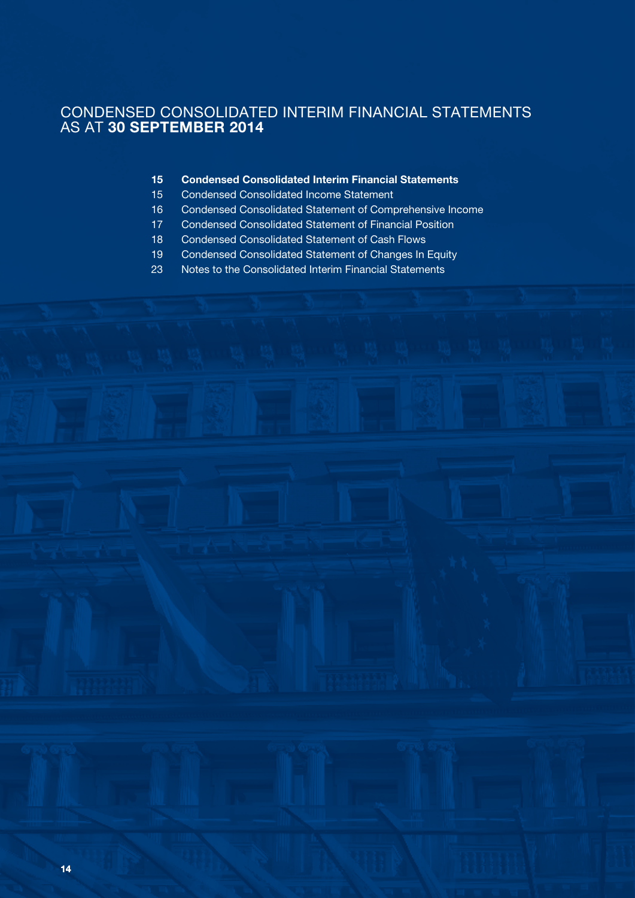# CONDENSED CONSOLIDATED INTERIM FINANCIAL STATEMENTS AS AT **30 SEPTEMBER 2014**

| | |
|---|---|
| **15** | **Condensed Consolidated Interim Financial Statements** |
| 15 | Condensed Consolidated Income Statement |
| 16 | Condensed Consolidated Statement of Comprehensive Income |
| 17 | Condensed Consolidated Statement of Financial Position |
| 18 | Condensed Consolidated Statement of Cash Flows |
| 19 | Condensed Consolidated Statement of Changes In Equity |
| 23 | Notes to the Consolidated Interim Financial Statements |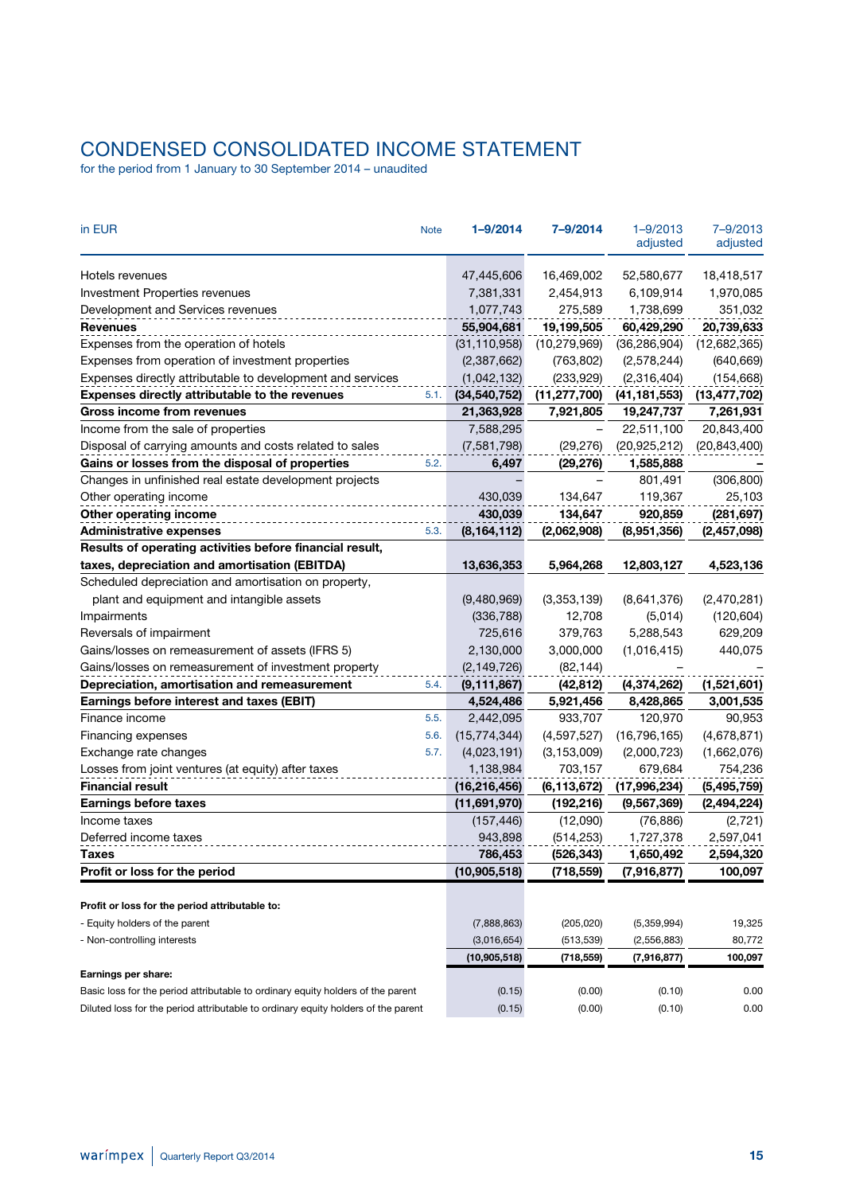# CONDENSED CONSOLIDATED INCOME STATEMENT

for the period from 1 January to 30 September 2014 – unaudited

| in EUR | Note | 1–9/2014 | 7–9/2014 | 1–9/2013 adjusted | 7–9/2013 adjusted |
|---|---|---|---|---|---|
| Hotels revenues | | 47,445,606 | 16,469,002 | 52,580,677 | 18,418,517 |
| Investment Properties revenues | | 7,381,331 | 2,454,913 | 6,109,914 | 1,970,085 |
| Development and Services revenues | | 1,077,743 | 275,589 | 1,738,699 | 351,032 |
| **Revenues** | | **55,904,681** | **19,199,505** | **60,429,290** | **20,739,633** |
| Expenses from the operation of hotels | | (31,110,958) | (10,279,969) | (36,286,904) | (12,682,365) |
| Expenses from operation of investment properties | | (2,387,662) | (763,802) | (2,578,244) | (640,669) |
| Expenses directly attributable to development and services | | (1,042,132) | (233,929) | (2,316,404) | (154,668) |
| **Expenses directly attributable to the revenues** | 5.1. | **(34,540,752)** | **(11,277,700)** | **(41,181,553)** | **(13,477,702)** |
| **Gross income from revenues** | | **21,363,928** | **7,921,805** | **19,247,737** | **7,261,931** |
| Income from the sale of properties | | 7,588,295 | – | 22,511,100 | 20,843,400 |
| Disposal of carrying amounts and costs related to sales | | (7,581,798) | (29,276) | (20,925,212) | (20,843,400) |
| **Gains or losses from the disposal of properties** | 5.2. | **6,497** | **(29,276)** | **1,585,888** | **–** |
| Changes in unfinished real estate development projects | | – | – | 801,491 | (306,800) |
| Other operating income | | 430,039 | 134,647 | 119,367 | 25,103 |
| **Other operating income** | | **430,039** | **134,647** | **920,859** | **(281,697)** |
| **Administrative expenses** | 5.3. | **(8,164,112)** | **(2,062,908)** | **(8,951,356)** | **(2,457,098)** |
| **Results of operating activities before financial result, taxes, depreciation and amortisation (EBITDA)** | | **13,636,353** | **5,964,268** | **12,803,127** | **4,523,136** |
| Scheduled depreciation and amortisation on property, plant and equipment and intangible assets | | (9,480,969) | (3,353,139) | (8,641,376) | (2,470,281) |
| Impairments | | (336,788) | 12,708 | (5,014) | (120,604) |
| Reversals of impairment | | 725,616 | 379,763 | 5,288,543 | 629,209 |
| Gains/losses on remeasurement of assets (IFRS 5) | | 2,130,000 | 3,000,000 | (1,016,415) | 440,075 |
| Gains/losses on remeasurement of investment property | | (2,149,726) | (82,144) | – | – |
| **Depreciation, amortisation and remeasurement** | 5.4. | **(9,111,867)** | **(42,812)** | **(4,374,262)** | **(1,521,601)** |
| **Earnings before interest and taxes (EBIT)** | | **4,524,486** | **5,921,456** | **8,428,865** | **3,001,535** |
| Finance income | 5.5. | 2,442,095 | 933,707 | 120,970 | 90,953 |
| Financing expenses | 5.6. | (15,774,344) | (4,597,527) | (16,796,165) | (4,678,871) |
| Exchange rate changes | 5.7. | (4,023,191) | (3,153,009) | (2,000,723) | (1,662,076) |
| Losses from joint ventures (at equity) after taxes | | 1,138,984 | 703,157 | 679,684 | 754,236 |
| **Financial result** | | **(16,216,456)** | **(6,113,672)** | **(17,996,234)** | **(5,495,759)** |
| **Earnings before taxes** | | **(11,691,970)** | **(192,216)** | **(9,567,369)** | **(2,494,224)** |
| Income taxes | | (157,446) | (12,090) | (76,886) | (2,721) |
| Deferred income taxes | | 943,898 | (514,253) | 1,727,378 | 2,597,041 |
| **Taxes** | | **786,453** | **(526,343)** | **1,650,492** | **2,594,320** |
| **Profit or loss for the period** | | **(10,905,518)** | **(718,559)** | **(7,916,877)** | **100,097** |
| | | | | | |
| **Profit or loss for the period attributable to:** | | | | | |
| - Equity holders of the parent | | (7,888,863) | (205,020) | (5,359,994) | 19,325 |
| - Non-controlling interests | | (3,016,654) | (513,539) | (2,556,883) | 80,772 |
| | | **(10,905,518)** | **(718,559)** | **(7,916,877)** | **100,097** |
| **Earnings per share:** | | | | | |
| Basic loss for the period attributable to ordinary equity holders of the parent | | (0.15) | (0.00) | (0.10) | 0.00 |
| Diluted loss for the period attributable to ordinary equity holders of the parent | | (0.15) | (0.00) | (0.10) | 0.00 |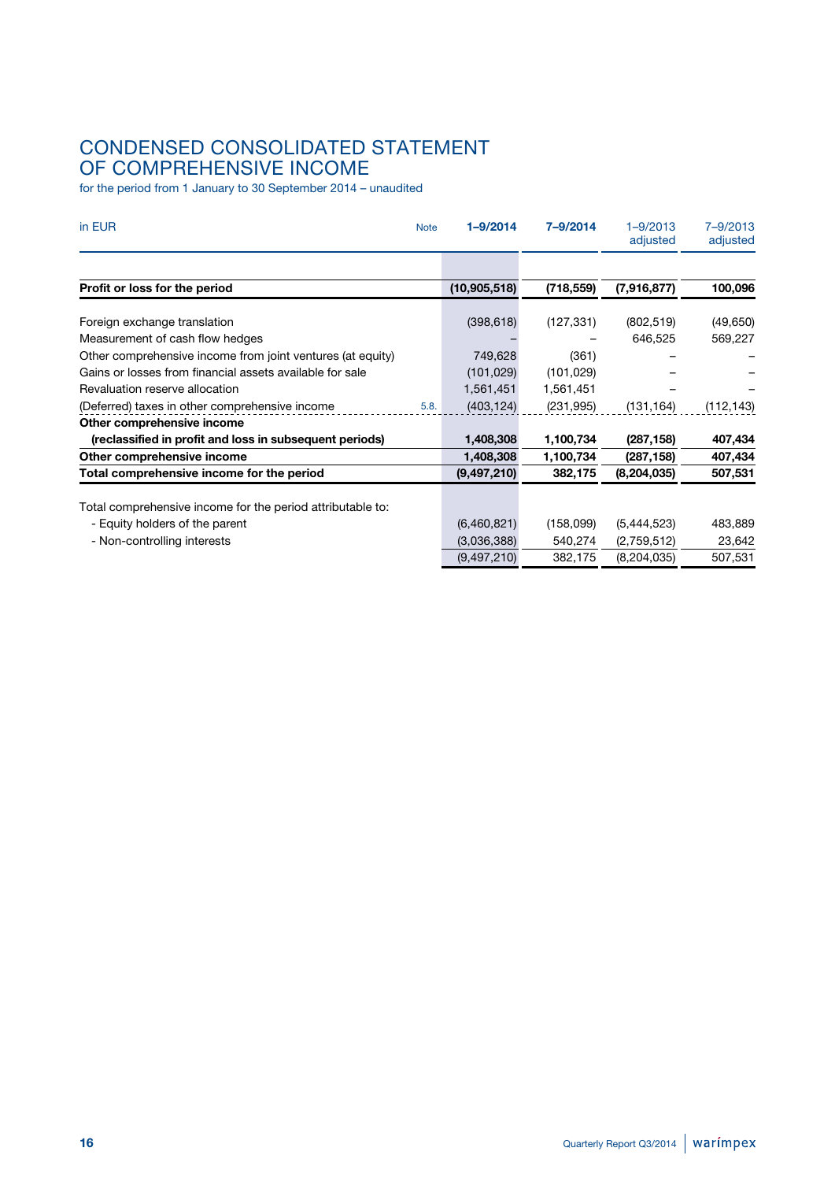# CONDENSED CONSOLIDATED STATEMENT OF COMPREHENSIVE INCOME

for the period from 1 January to 30 September 2014 – unaudited

| in EUR | Note | 1–9/2014 | 7–9/2014 | 1–9/2013 adjusted | 7–9/2013 adjusted |
|---|---|---|---|---|---|
| **Profit or loss for the period** | | **(10,905,518)** | **(718,559)** | **(7,916,877)** | **100,096** |
| Foreign exchange translation | | (398,618) | (127,331) | (802,519) | (49,650) |
| Measurement of cash flow hedges | | – | – | 646,525 | 569,227 |
| Other comprehensive income from joint ventures (at equity) | | 749,628 | (361) | – | – |
| Gains or losses from financial assets available for sale | | (101,029) | (101,029) | – | – |
| Revaluation reserve allocation | | 1,561,451 | 1,561,451 | – | – |
| (Deferred) taxes in other comprehensive income | 5.8. | (403,124) | (231,995) | (131,164) | (112,143) |
| **Other comprehensive income (reclassified in profit and loss in subsequent periods)** | | **1,408,308** | **1,100,734** | **(287,158)** | **407,434** |
| **Other comprehensive income** | | **1,408,308** | **1,100,734** | **(287,158)** | **407,434** |
| **Total comprehensive income for the period** | | **(9,497,210)** | **382,175** | **(8,204,035)** | **507,531** |
| Total comprehensive income for the period attributable to: | | | | | |
| - Equity holders of the parent | | (6,460,821) | (158,099) | (5,444,523) | 483,889 |
| - Non-controlling interests | | (3,036,388) | 540,274 | (2,759,512) | 23,642 |
| | | (9,497,210) | 382,175 | (8,204,035) | 507,531 |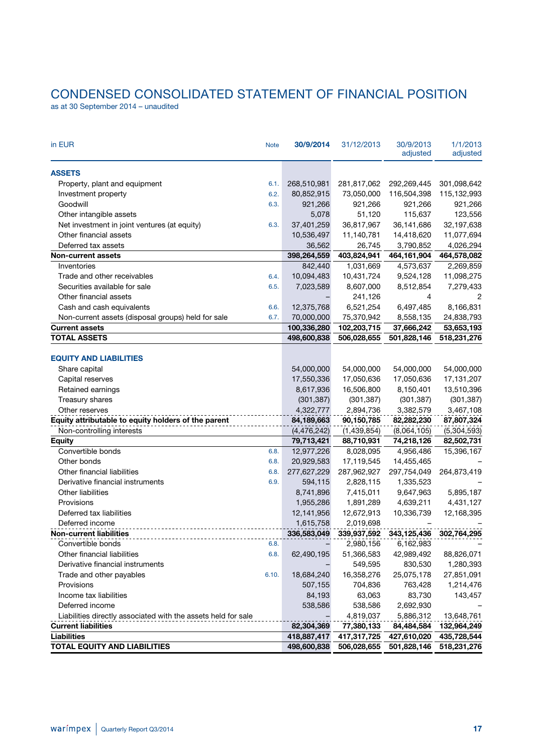# CONDENSED CONSOLIDATED STATEMENT OF FINANCIAL POSITION

as at 30 September 2014 – unaudited

| in EUR | Note | 30/9/2014 | 31/12/2013 | 30/9/2013 adjusted | 1/1/2013 adjusted |
|---|---|---|---|---|---|
| **ASSETS** | | | | | |
| Property, plant and equipment | 6.1. | 268,510,981 | 281,817,062 | 292,269,445 | 301,098,642 |
| Investment property | 6.2. | 80,852,915 | 73,050,000 | 116,504,398 | 115,132,993 |
| Goodwill | 6.3. | 921,266 | 921,266 | 921,266 | 921,266 |
| Other intangible assets | | 5,078 | 51,120 | 115,637 | 123,556 |
| Net investment in joint ventures (at equity) | 6.3. | 37,401,259 | 36,817,967 | 36,141,686 | 32,197,638 |
| Other financial assets | | 10,536,497 | 11,140,781 | 14,418,620 | 11,077,694 |
| Deferred tax assets | | 36,562 | 26,745 | 3,790,852 | 4,026,294 |
| **Non-current assets** | | **398,264,559** | **403,824,941** | **464,161,904** | **464,578,082** |
| Inventories | | 842,440 | 1,031,669 | 4,573,637 | 2,269,859 |
| Trade and other receivables | 6.4. | 10,094,483 | 10,431,724 | 9,524,128 | 11,098,275 |
| Securities available for sale | 6.5. | 7,023,589 | 8,607,000 | 8,512,854 | 7,279,433 |
| Other financial assets | | – | 241,126 | 4 | 2 |
| Cash and cash equivalents | 6.6. | 12,375,768 | 6,521,254 | 6,497,485 | 8,166,831 |
| Non-current assets (disposal groups) held for sale | 6.7. | 70,000,000 | 75,370,942 | 8,558,135 | 24,838,793 |
| **Current assets** | | **100,336,280** | **102,203,715** | **37,666,242** | **53,653,193** |
| **TOTAL ASSETS** | | **498,600,838** | **506,028,655** | **501,828,146** | **518,231,276** |
| | | | | | |
| **EQUITY AND LIABILITIES** | | | | | |
| Share capital | | 54,000,000 | 54,000,000 | 54,000,000 | 54,000,000 |
| Capital reserves | | 17,550,336 | 17,050,636 | 17,050,636 | 17,131,207 |
| Retained earnings | | 8,617,936 | 16,506,800 | 8,150,401 | 13,510,396 |
| Treasury shares | | (301,387) | (301,387) | (301,387) | (301,387) |
| Other reserves | | 4,322,777 | 2,894,736 | 3,382,579 | 3,467,108 |
| **Equity attributable to equity holders of the parent** | | **84,189,663** | **90,150,785** | **82,282,230** | **87,807,324** |
| Non-controlling interests | | (4,476,242) | (1,439,854) | (8,064,105) | (5,304,593) |
| **Equity** | | **79,713,421** | **88,710,931** | **74,218,126** | **82,502,731** |
| Convertible bonds | 6.8. | 12,977,226 | 8,028,095 | 4,956,486 | 15,396,167 |
| Other bonds | 6.8. | 20,929,583 | 17,119,545 | 14,455,465 | – |
| Other financial liabilities | 6.8. | 277,627,229 | 287,962,927 | 297,754,049 | 264,873,419 |
| Derivative financial instruments | 6.9. | 594,115 | 2,828,115 | 1,335,523 | – |
| Other liabilities | | 8,741,896 | 7,415,011 | 9,647,963 | 5,895,187 |
| Provisions | | 1,955,286 | 1,891,289 | 4,639,211 | 4,431,127 |
| Deferred tax liabilities | | 12,141,956 | 12,672,913 | 10,336,739 | 12,168,395 |
| Deferred income | | 1,615,758 | 2,019,698 | – | – |
| **Non-current liabilities** | | **336,583,049** | **339,937,592** | **343,125,436** | **302,764,295** |
| Convertible bonds | 6.8. | – | 2,980,156 | 6,162,983 | – |
| Other financial liabilities | 6.8. | 62,490,195 | 51,366,583 | 42,989,492 | 88,826,071 |
| Derivative financial instruments | | – | 549,595 | 830,530 | 1,280,393 |
| Trade and other payables | 6.10. | 18,684,240 | 16,358,276 | 25,075,178 | 27,851,091 |
| Provisions | | 507,155 | 704,836 | 763,428 | 1,214,476 |
| Income tax liabilities | | 84,193 | 63,063 | 83,730 | 143,457 |
| Deferred income | | 538,586 | 538,586 | 2,692,930 | – |
| Liabilities directly associated with the assets held for sale | | – | 4,819,037 | 5,886,312 | 13,648,761 |
| **Current liabilities** | | **82,304,369** | **77,380,133** | **84,484,584** | **132,964,249** |
| **Liabilities** | | **418,887,417** | **417,317,725** | **427,610,020** | **435,728,544** |
| **TOTAL EQUITY AND LIABILITIES** | | **498,600,838** | **506,028,655** | **501,828,146** | **518,231,276** |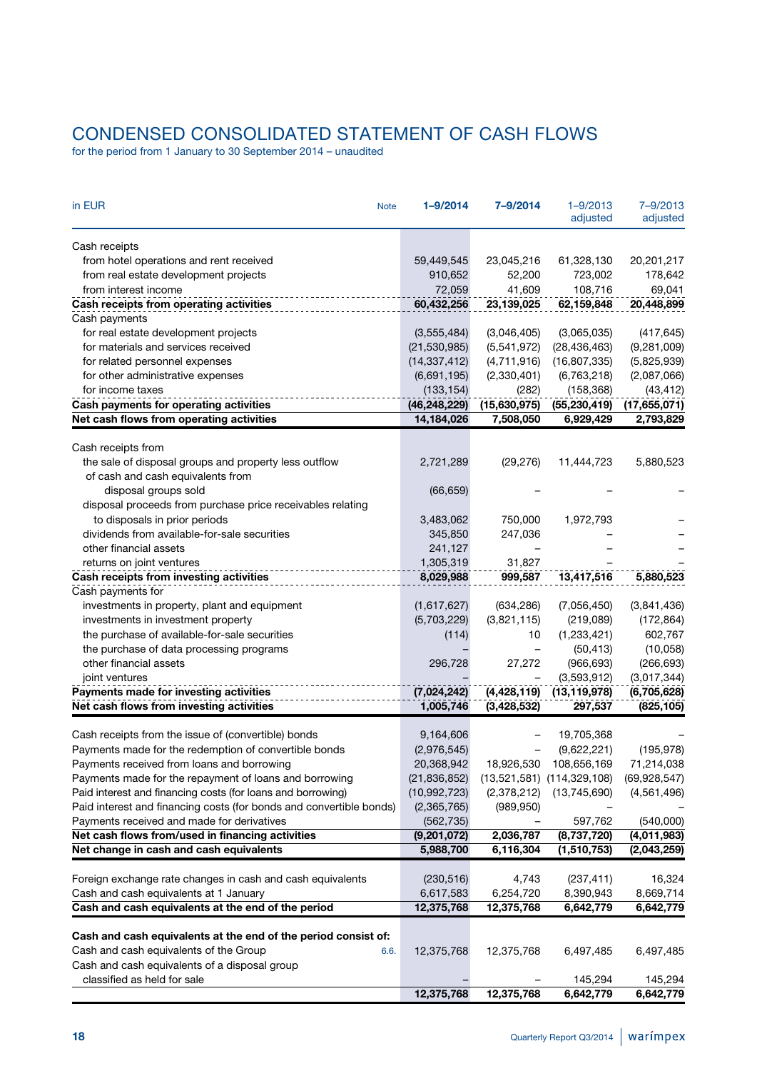# CONDENSED CONSOLIDATED STATEMENT OF CASH FLOWS

for the period from 1 January to 30 September 2014 – unaudited

| in EUR | Note | 1–9/2014 | 7–9/2014 | 1–9/2013 adjusted | 7–9/2013 adjusted |
|---|---|---|---|---|---|
| Cash receipts | | | | | |
| from hotel operations and rent received | | 59,449,545 | 23,045,216 | 61,328,130 | 20,201,217 |
| from real estate development projects | | 910,652 | 52,200 | 723,002 | 178,642 |
| from interest income | | 72,059 | 41,609 | 108,716 | 69,041 |
| **Cash receipts from operating activities** | | **60,432,256** | **23,139,025** | **62,159,848** | **20,448,899** |
| Cash payments | | | | | |
| for real estate development projects | | (3,555,484) | (3,046,405) | (3,065,035) | (417,645) |
| for materials and services received | | (21,530,985) | (5,541,972) | (28,436,463) | (9,281,009) |
| for related personnel expenses | | (14,337,412) | (4,711,916) | (16,807,335) | (5,825,939) |
| for other administrative expenses | | (6,691,195) | (2,330,401) | (6,763,218) | (2,087,066) |
| for income taxes | | (133,154) | (282) | (158,368) | (43,412) |
| **Cash payments for operating activities** | | **(46,248,229)** | **(15,630,975)** | **(55,230,419)** | **(17,655,071)** |
| **Net cash flows from operating activities** | | **14,184,026** | **7,508,050** | **6,929,429** | **2,793,829** |
| Cash receipts from | | | | | |
| the sale of disposal groups and property less outflow | | 2,721,289 | (29,276) | 11,444,723 | 5,880,523 |
| of cash and cash equivalents from disposal groups sold | | (66,659) | – | – | – |
| disposal proceeds from purchase price receivables relating to disposals in prior periods | | 3,483,062 | 750,000 | 1,972,793 | – |
| dividends from available-for-sale securities | | 345,850 | 247,036 | – | – |
| other financial assets | | 241,127 | – | – | – |
| returns on joint ventures | | 1,305,319 | 31,827 | – | – |
| **Cash receipts from investing activities** | | **8,029,988** | **999,587** | **13,417,516** | **5,880,523** |
| Cash payments for | | | | | |
| investments in property, plant and equipment | | (1,617,627) | (634,286) | (7,056,450) | (3,841,436) |
| investments in investment property | | (5,703,229) | (3,821,115) | (219,089) | (172,864) |
| the purchase of available-for-sale securities | | (114) | 10 | (1,233,421) | 602,767 |
| the purchase of data processing programs | | – | – | (50,413) | (10,058) |
| other financial assets | | 296,728 | 27,272 | (966,693) | (266,693) |
| joint ventures | | – | – | (3,593,912) | (3,017,344) |
| **Payments made for investing activities** | | **(7,024,242)** | **(4,428,119)** | **(13,119,978)** | **(6,705,628)** |
| **Net cash flows from investing activities** | | **1,005,746** | **(3,428,532)** | **297,537** | **(825,105)** |
| Cash receipts from the issue of (convertible) bonds | | 9,164,606 | – | 19,705,368 | – |
| Payments made for the redemption of convertible bonds | | (2,976,545) | – | (9,622,221) | (195,978) |
| Payments received from loans and borrowing | | 20,368,942 | 18,926,530 | 108,656,169 | 71,214,038 |
| Payments made for the repayment of loans and borrowing | | (21,836,852) | (13,521,581) | (114,329,108) | (69,928,547) |
| Paid interest and financing costs (for loans and borrowing) | | (10,992,723) | (2,378,212) | (13,745,690) | (4,561,496) |
| Paid interest and financing costs (for bonds and convertible bonds) | | (2,365,765) | (989,950) | – | – |
| Payments received and made for derivatives | | (562,735) | – | 597,762 | (540,000) |
| **Net cash flows from/used in financing activities** | | **(9,201,072)** | **2,036,787** | **(8,737,720)** | **(4,011,983)** |
| **Net change in cash and cash equivalents** | | **5,988,700** | **6,116,304** | **(1,510,753)** | **(2,043,259)** |
| Foreign exchange rate changes in cash and cash equivalents | | (230,516) | 4,743 | (237,411) | 16,324 |
| Cash and cash equivalents at 1 January | | 6,617,583 | 6,254,720 | 8,390,943 | 8,669,714 |
| **Cash and cash equivalents at the end of the period** | | **12,375,768** | **12,375,768** | **6,642,779** | **6,642,779** |
| **Cash and cash equivalents at the end of the period consist of:** | | | | | |
| Cash and cash equivalents of the Group | 6.6. | 12,375,768 | 12,375,768 | 6,497,485 | 6,497,485 |
| Cash and cash equivalents of a disposal group classified as held for sale | | – | – | 145,294 | 145,294 |
| | | **12,375,768** | **12,375,768** | **6,642,779** | **6,642,779** |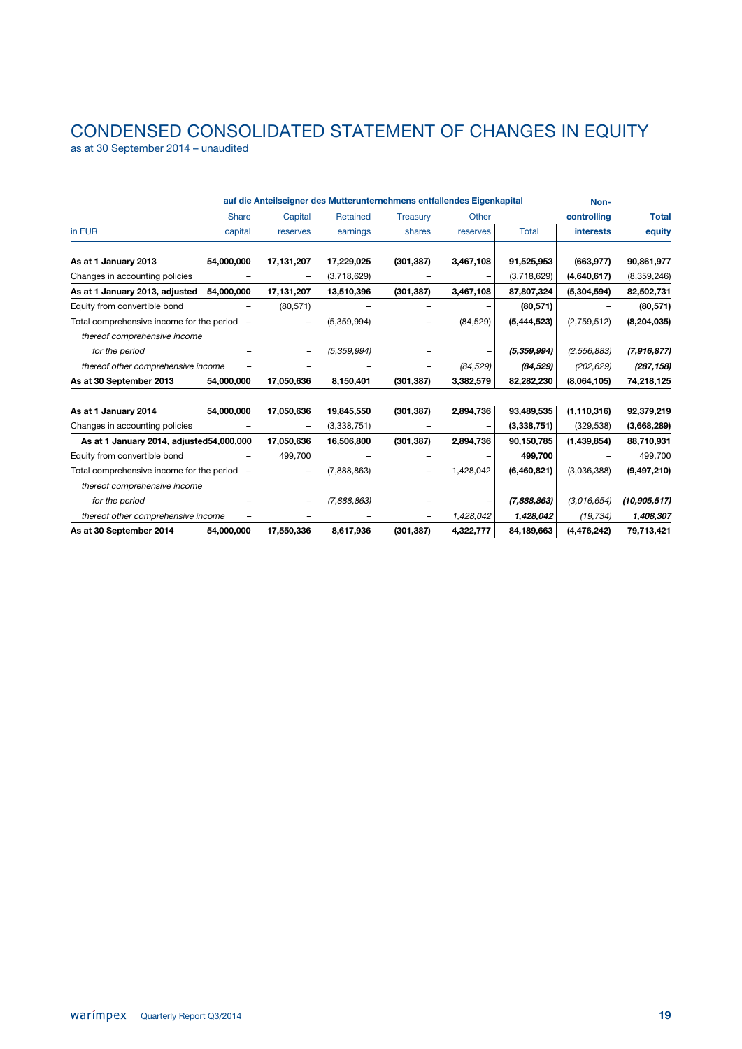# CONDENSED CONSOLIDATED STATEMENT OF CHANGES IN EQUITY

as at 30 September 2014 – unaudited

| | auf die Anteilseigner des Mutterunternehmens entfallendes Eigenkapital | | | | | | Non-controlling | |
|---|---|---|---|---|---|---|---|---|
| in EUR | Share capital | Capital reserves | Retained earnings | Treasury shares | Other reserves | Total | **interests** | **Total equity** |
| **As at 1 January 2013** | **54,000,000** | **17,131,207** | **17,229,025** | **(301,387)** | **3,467,108** | **91,525,953** | **(663,977)** | **90,861,977** |
| Changes in accounting policies | – | – | (3,718,629) | – | – | (3,718,629) | **(4,640,617)** | (8,359,246) |
| **As at 1 January 2013, adjusted** | **54,000,000** | **17,131,207** | **13,510,396** | **(301,387)** | **3,467,108** | **87,807,324** | **(5,304,594)** | **82,502,731** |
| Equity from convertible bond | – | (80,571) | – | – | – | **(80,571)** | – | **(80,571)** |
| Total comprehensive income for the period | – | – | (5,359,994) | – | (84,529) | **(5,444,523)** | (2,759,512) | **(8,204,035)** |
| *thereof comprehensive income for the period* | – | – | *(5,359,994)* | – | – | ***(5,359,994)*** | *(2,556,883)* | ***(7,916,877)*** |
| *thereof other comprehensive income* | – | – | – | – | *(84,529)* | ***(84,529)*** | *(202,629)* | ***(287,158)*** |
| **As at 30 September 2013** | **54,000,000** | **17,050,636** | **8,150,401** | **(301,387)** | **3,382,579** | **82,282,230** | **(8,064,105)** | **74,218,125** |
| **As at 1 January 2014** | **54,000,000** | **17,050,636** | **19,845,550** | **(301,387)** | **2,894,736** | **93,489,535** | **(1,110,316)** | **92,379,219** |
| Changes in accounting policies | – | – | (3,338,751) | – | – | **(3,338,751)** | (329,538) | **(3,668,289)** |
| **As at 1 January 2014, adjusted** | **54,000,000** | **17,050,636** | **16,506,800** | **(301,387)** | **2,894,736** | **90,150,785** | **(1,439,854)** | **88,710,931** |
| Equity from convertible bond | – | 499,700 | – | – | – | **499,700** | – | 499,700 |
| Total comprehensive income for the period | – | – | (7,888,863) | – | 1,428,042 | **(6,460,821)** | (3,036,388) | **(9,497,210)** |
| *thereof comprehensive income for the period* | – | – | *(7,888,863)* | – | – | ***(7,888,863)*** | *(3,016,654)* | ***(10,905,517)*** |
| *thereof other comprehensive income* | – | – | – | – | *1,428,042* | ***1,428,042*** | *(19,734)* | ***1,408,307*** |
| **As at 30 September 2014** | **54,000,000** | **17,550,336** | **8,617,936** | **(301,387)** | **4,322,777** | **84,189,663** | **(4,476,242)** | **79,713,421** |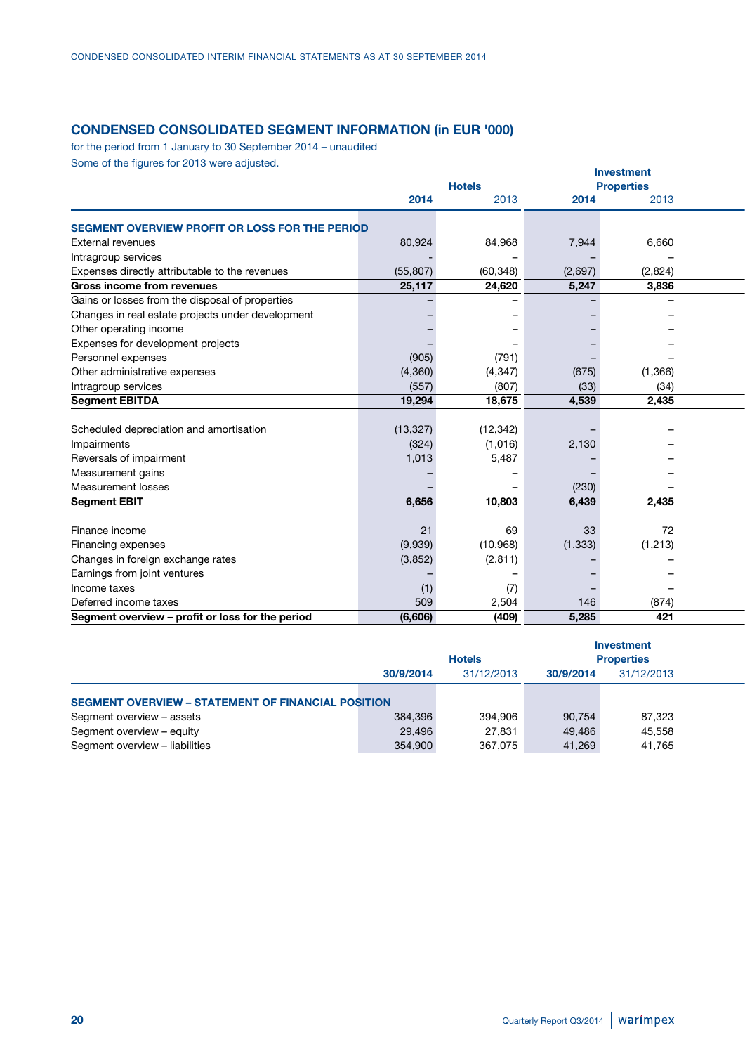## CONDENSED CONSOLIDATED SEGMENT INFORMATION (in EUR '000)

for the period from 1 January to 30 September 2014 – unaudited

Some of the figures for 2013 were adjusted.

| | Hotels | | Investment Properties | |
|---|---|---|---|---|
| | 2014 | 2013 | 2014 | 2013 |
| **SEGMENT OVERVIEW PROFIT OR LOSS FOR THE PERIOD** | | | | |
| External revenues | 80,924 | 84,968 | 7,944 | 6,660 |
| Intragroup services | - | – | – | – |
| Expenses directly attributable to the revenues | (55,807) | (60,348) | (2,697) | (2,824) |
| **Gross income from revenues** | **25,117** | **24,620** | **5,247** | **3,836** |
| Gains or losses from the disposal of properties | – | – | – | – |
| Changes in real estate projects under development | – | – | – | – |
| Other operating income | – | – | – | – |
| Expenses for development projects | – | – | – | – |
| Personnel expenses | (905) | (791) | – | – |
| Other administrative expenses | (4,360) | (4,347) | (675) | (1,366) |
| Intragroup services | (557) | (807) | (33) | (34) |
| **Segment EBITDA** | **19,294** | **18,675** | **4,539** | **2,435** |
| Scheduled depreciation and amortisation | (13,327) | (12,342) | – | – |
| Impairments | (324) | (1,016) | 2,130 | – |
| Reversals of impairment | 1,013 | 5,487 | – | – |
| Measurement gains | – | – | – | – |
| Measurement losses | – | – | (230) | – |
| **Segment EBIT** | **6,656** | **10,803** | **6,439** | **2,435** |
| Finance income | 21 | 69 | 33 | 72 |
| Financing expenses | (9,939) | (10,968) | (1,333) | (1,213) |
| Changes in foreign exchange rates | (3,852) | (2,811) | – | – |
| Earnings from joint ventures | – | – | – | – |
| Income taxes | (1) | (7) | – | – |
| Deferred income taxes | 509 | 2,504 | 146 | (874) |
| **Segment overview – profit or loss for the period** | **(6,606)** | **(409)** | **5,285** | **421** |

| | Hotels | | Investment Properties | |
|---|---|---|---|---|
| | 30/9/2014 | 31/12/2013 | 30/9/2014 | 31/12/2013 |
| **SEGMENT OVERVIEW – STATEMENT OF FINANCIAL POSITION** | | | | |
| Segment overview – assets | 384,396 | 394,906 | 90,754 | 87,323 |
| Segment overview – equity | 29,496 | 27,831 | 49,486 | 45,558 |
| Segment overview – liabilities | 354,900 | 367,075 | 41,269 | 41,765 |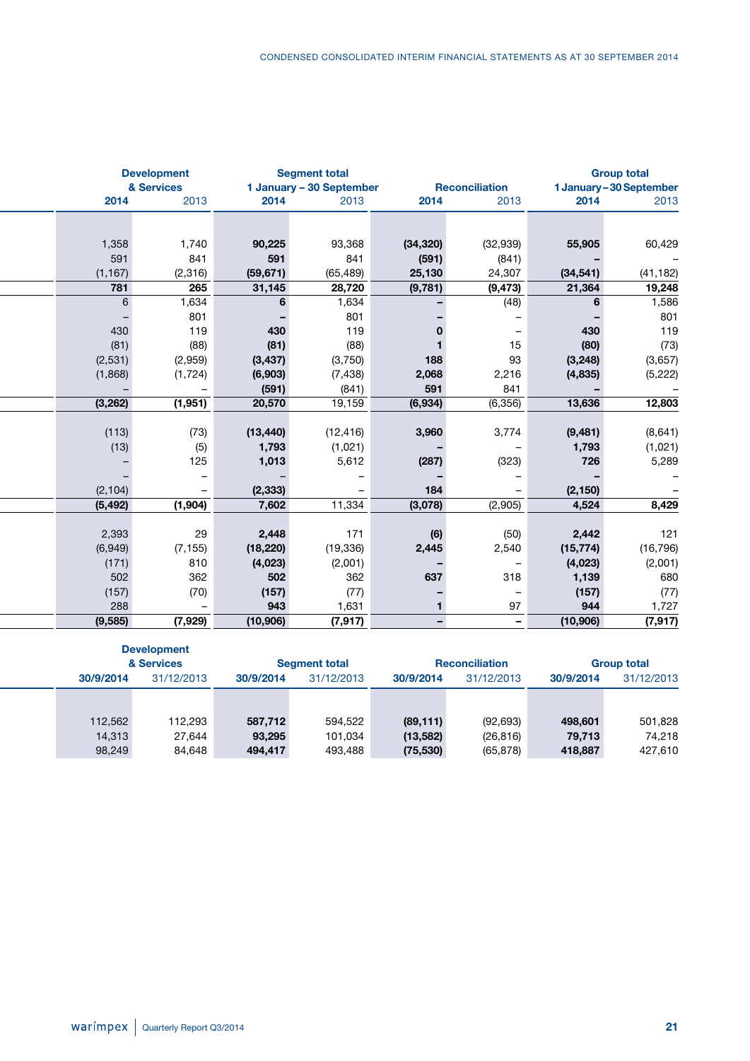| Development & Services 2014 | Development & Services 2013 | Segment total 1 January – 30 September 2014 | Segment total 1 January – 30 September 2013 | Reconciliation 2014 | Reconciliation 2013 | Group total 1 January – 30 September 2014 | Group total 1 January – 30 September 2013 |
|---|---|---|---|---|---|---|---|
| | | | | | | | |
| 1,358 | 1,740 | **90,225** | 93,368 | **(34,320)** | (32,939) | **55,905** | 60,429 |
| 591 | 841 | **591** | 841 | **(591)** | (841) | **–** | – |
| (1,167) | (2,316) | **(59,671)** | (65,489) | **25,130** | 24,307 | **(34,541)** | (41,182) |
| 781 | 265 | **31,145** | 28,720 | **(9,781)** | (9,473) | **21,364** | 19,248 |
| 6 | 1,634 | **6** | 1,634 | **–** | (48) | **6** | 1,586 |
| – | 801 | **–** | 801 | **–** | – | **–** | 801 |
| 430 | 119 | **430** | 119 | **0** | – | **430** | 119 |
| (81) | (88) | **(81)** | (88) | **1** | 15 | **(80)** | (73) |
| (2,531) | (2,959) | **(3,437)** | (3,750) | **188** | 93 | **(3,248)** | (3,657) |
| (1,868) | (1,724) | **(6,903)** | (7,438) | **2,068** | 2,216 | **(4,835)** | (5,222) |
| – | – | **(591)** | (841) | **591** | 841 | **–** | – |
| (3,262) | (1,951) | **20,570** | 19,159 | **(6,934)** | (6,356) | **13,636** | 12,803 |
| | | | | | | | |
| (113) | (73) | **(13,440)** | (12,416) | **3,960** | 3,774 | **(9,481)** | (8,641) |
| (13) | (5) | **1,793** | (1,021) | **–** | – | **1,793** | (1,021) |
| – | 125 | **1,013** | 5,612 | **(287)** | (323) | **726** | 5,289 |
| – | – | **–** | – | **–** | – | **–** | – |
| (2,104) | – | **(2,333)** | – | **184** | – | **(2,150)** | – |
| (5,492) | (1,904) | **7,602** | 11,334 | **(3,078)** | (2,905) | **4,524** | 8,429 |
| | | | | | | | |
| 2,393 | 29 | **2,448** | 171 | **(6)** | (50) | **2,442** | 121 |
| (6,949) | (7,155) | **(18,220)** | (19,336) | **2,445** | 2,540 | **(15,774)** | (16,796) |
| (171) | 810 | **(4,023)** | (2,001) | **–** | – | **(4,023)** | (2,001) |
| 502 | 362 | **502** | 362 | **637** | 318 | **1,139** | 680 |
| (157) | (70) | **(157)** | (77) | **–** | – | **(157)** | (77) |
| 288 | – | **943** | 1,631 | **1** | 97 | **944** | 1,727 |
| (9,585) | (7,929) | **(10,906)** | (7,917) | **–** | – | **(10,906)** | (7,917) |

| Development & Services 30/9/2014 | Development & Services 31/12/2013 | Segment total 30/9/2014 | Segment total 31/12/2013 | Reconciliation 30/9/2014 | Reconciliation 31/12/2013 | Group total 30/9/2014 | Group total 31/12/2013 |
|---|---|---|---|---|---|---|---|
| | | | | | | | |
| 112,562 | 112,293 | **587,712** | 594,522 | **(89,111)** | (92,693) | **498,601** | 501,828 |
| 14,313 | 27,644 | **93,295** | 101,034 | **(13,582)** | (26,816) | **79,713** | 74,218 |
| 98,249 | 84,648 | **494,417** | 493,488 | **(75,530)** | (65,878) | **418,887** | 427,610 |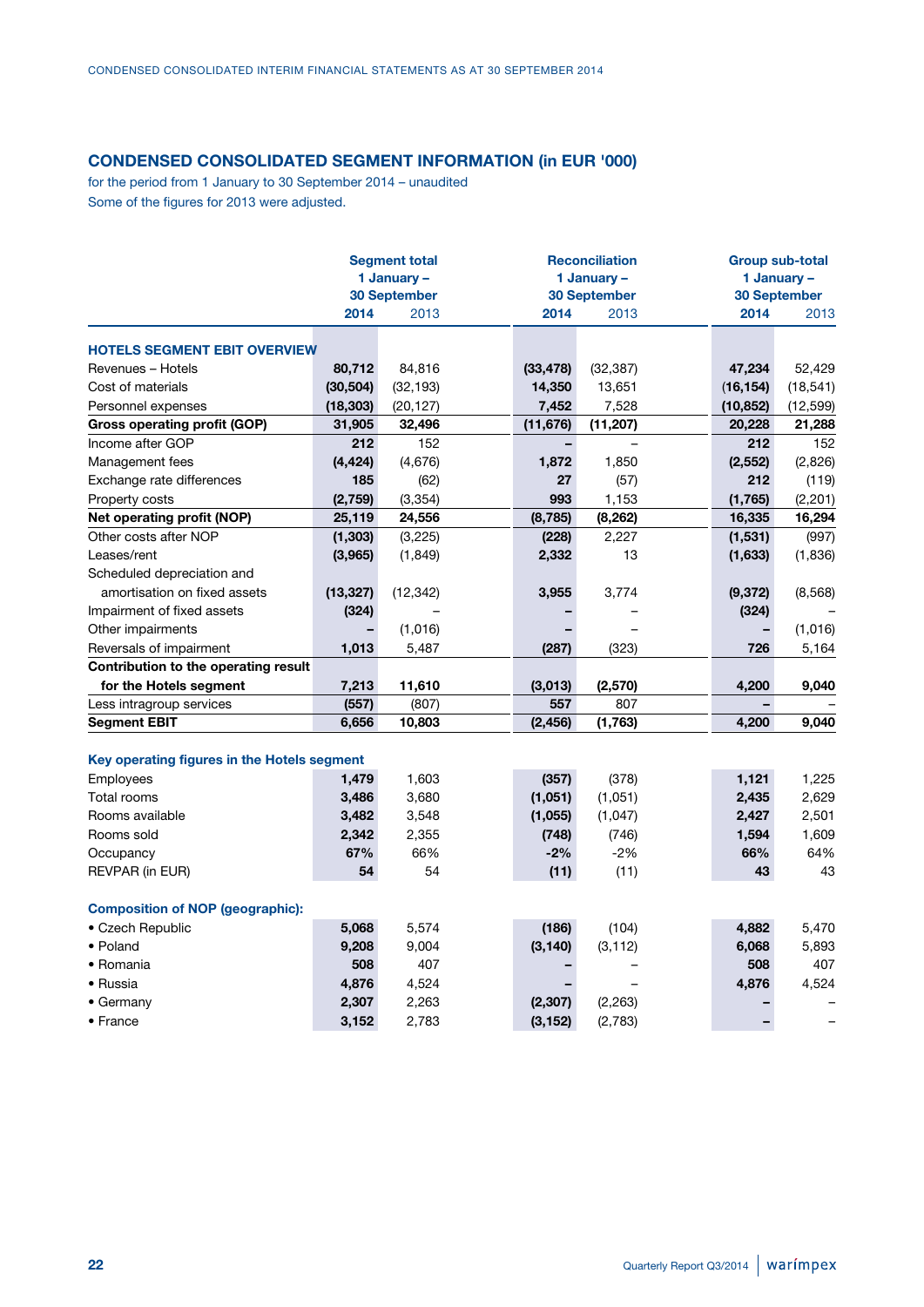## CONDENSED CONSOLIDATED SEGMENT INFORMATION (in EUR '000)

for the period from 1 January to 30 September 2014 – unaudited
Some of the figures for 2013 were adjusted.

| | Segment total 1 January – 30 September | | Reconciliation 1 January – 30 September | | Group sub-total 1 January – 30 September | |
|---|---|---|---|---|---|---|
| | **2014** | 2013 | **2014** | 2013 | **2014** | 2013 |
| **HOTELS SEGMENT EBIT OVERVIEW** | | | | | | |
| Revenues – Hotels | **80,712** | 84,816 | **(33,478)** | (32,387) | **47,234** | 52,429 |
| Cost of materials | **(30,504)** | (32,193) | **14,350** | 13,651 | **(16,154)** | (18,541) |
| Personnel expenses | **(18,303)** | (20,127) | **7,452** | 7,528 | **(10,852)** | (12,599) |
| **Gross operating profit (GOP)** | **31,905** | **32,496** | **(11,676)** | **(11,207)** | **20,228** | **21,288** |
| Income after GOP | **212** | 152 | **–** | – | **212** | 152 |
| Management fees | **(4,424)** | (4,676) | **1,872** | 1,850 | **(2,552)** | (2,826) |
| Exchange rate differences | **185** | (62) | **27** | (57) | **212** | (119) |
| Property costs | **(2,759)** | (3,354) | **993** | 1,153 | **(1,765)** | (2,201) |
| **Net operating profit (NOP)** | **25,119** | **24,556** | **(8,785)** | **(8,262)** | **16,335** | **16,294** |
| Other costs after NOP | **(1,303)** | (3,225) | **(228)** | 2,227 | **(1,531)** | (997) |
| Leases/rent | **(3,965)** | (1,849) | **2,332** | 13 | **(1,633)** | (1,836) |
| Scheduled depreciation and amortisation on fixed assets | **(13,327)** | (12,342) | **3,955** | 3,774 | **(9,372)** | (8,568) |
| Impairment of fixed assets | **(324)** | – | **–** | – | **(324)** | – |
| Other impairments | **–** | (1,016) | **–** | – | **–** | (1,016) |
| Reversals of impairment | **1,013** | 5,487 | **(287)** | (323) | **726** | 5,164 |
| **Contribution to the operating result for the Hotels segment** | **7,213** | **11,610** | **(3,013)** | **(2,570)** | **4,200** | **9,040** |
| Less intragroup services | **(557)** | (807) | **557** | 807 | **–** | – |
| **Segment EBIT** | **6,656** | **10,803** | **(2,456)** | **(1,763)** | **4,200** | **9,040** |
| **Key operating figures in the Hotels segment** | | | | | | |
| Employees | **1,479** | 1,603 | **(357)** | (378) | **1,121** | 1,225 |
| Total rooms | **3,486** | 3,680 | **(1,051)** | (1,051) | **2,435** | 2,629 |
| Rooms available | **3,482** | 3,548 | **(1,055)** | (1,047) | **2,427** | 2,501 |
| Rooms sold | **2,342** | 2,355 | **(748)** | (746) | **1,594** | 1,609 |
| Occupancy | **67%** | 66% | **-2%** | -2% | **66%** | 64% |
| REVPAR (in EUR) | **54** | 54 | **(11)** | (11) | **43** | 43 |
| **Composition of NOP (geographic):** | | | | | | |
| • Czech Republic | **5,068** | 5,574 | **(186)** | (104) | **4,882** | 5,470 |
| • Poland | **9,208** | 9,004 | **(3,140)** | (3,112) | **6,068** | 5,893 |
| • Romania | **508** | 407 | **–** | – | **508** | 407 |
| • Russia | **4,876** | 4,524 | **–** | – | **4,876** | 4,524 |
| • Germany | **2,307** | 2,263 | **(2,307)** | (2,263) | **–** | – |
| • France | **3,152** | 2,783 | **(3,152)** | (2,783) | **–** | – |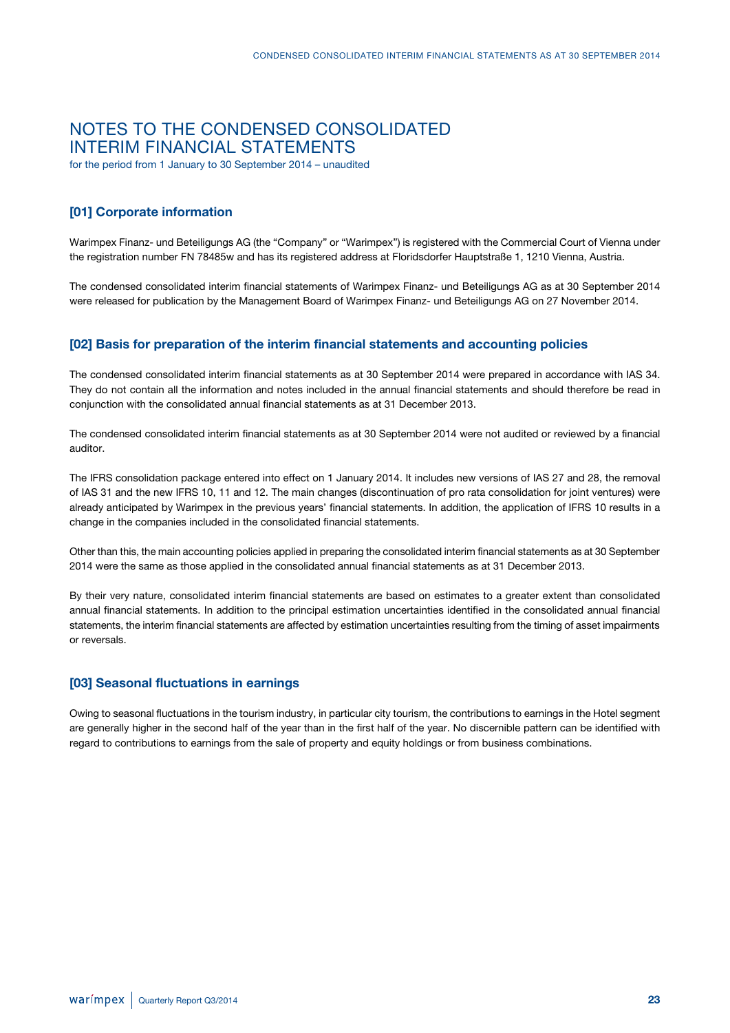# NOTES TO THE CONDENSED CONSOLIDATED INTERIM FINANCIAL STATEMENTS

for the period from 1 January to 30 September 2014 – unaudited

## [01] Corporate information

Warimpex Finanz- und Beteiligungs AG (the "Company" or "Warimpex") is registered with the Commercial Court of Vienna under the registration number FN 78485w and has its registered address at Floridsdorfer Hauptstraße 1, 1210 Vienna, Austria.

The condensed consolidated interim financial statements of Warimpex Finanz- und Beteiligungs AG as at 30 September 2014 were released for publication by the Management Board of Warimpex Finanz- und Beteiligungs AG on 27 November 2014.

## [02] Basis for preparation of the interim financial statements and accounting policies

The condensed consolidated interim financial statements as at 30 September 2014 were prepared in accordance with IAS 34. They do not contain all the information and notes included in the annual financial statements and should therefore be read in conjunction with the consolidated annual financial statements as at 31 December 2013.

The condensed consolidated interim financial statements as at 30 September 2014 were not audited or reviewed by a financial auditor.

The IFRS consolidation package entered into effect on 1 January 2014. It includes new versions of IAS 27 and 28, the removal of IAS 31 and the new IFRS 10, 11 and 12. The main changes (discontinuation of pro rata consolidation for joint ventures) were already anticipated by Warimpex in the previous years' financial statements. In addition, the application of IFRS 10 results in a change in the companies included in the consolidated financial statements.

Other than this, the main accounting policies applied in preparing the consolidated interim financial statements as at 30 September 2014 were the same as those applied in the consolidated annual financial statements as at 31 December 2013.

By their very nature, consolidated interim financial statements are based on estimates to a greater extent than consolidated annual financial statements. In addition to the principal estimation uncertainties identified in the consolidated annual financial statements, the interim financial statements are affected by estimation uncertainties resulting from the timing of asset impairments or reversals.

## [03] Seasonal fluctuations in earnings

Owing to seasonal fluctuations in the tourism industry, in particular city tourism, the contributions to earnings in the Hotel segment are generally higher in the second half of the year than in the first half of the year. No discernible pattern can be identified with regard to contributions to earnings from the sale of property and equity holdings or from business combinations.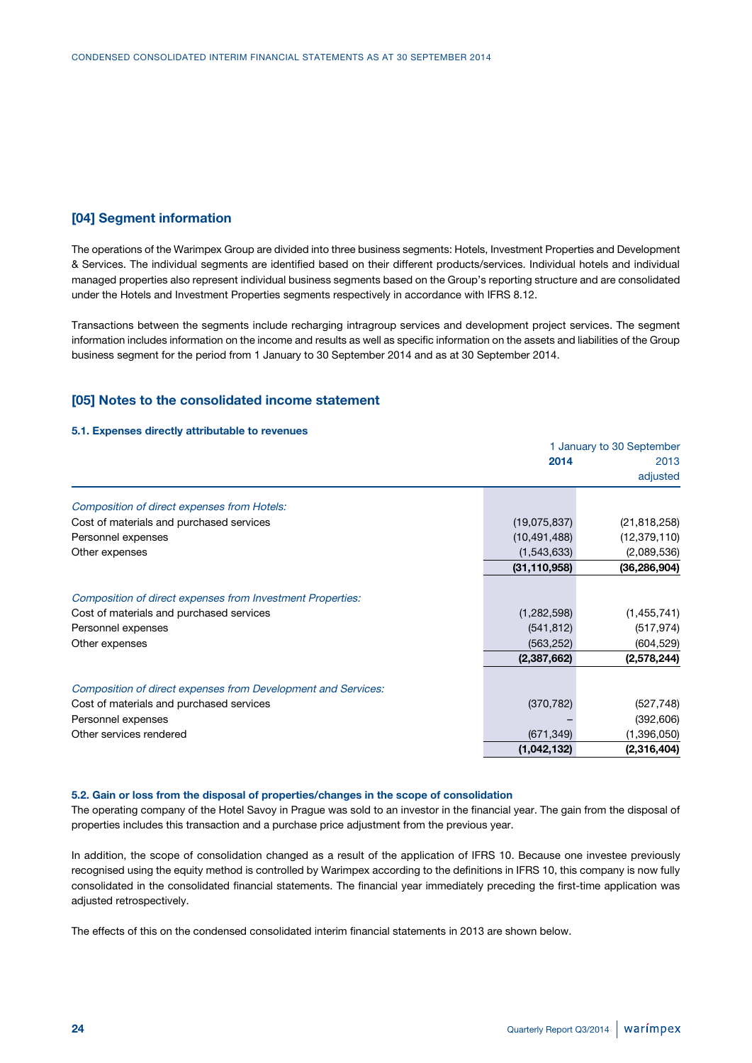## [04] Segment information

The operations of the Warimpex Group are divided into three business segments: Hotels, Investment Properties and Development & Services. The individual segments are identified based on their different products/services. Individual hotels and individual managed properties also represent individual business segments based on the Group's reporting structure and are consolidated under the Hotels and Investment Properties segments respectively in accordance with IFRS 8.12.

Transactions between the segments include recharging intragroup services and development project services. The segment information includes information on the income and results as well as specific information on the assets and liabilities of the Group business segment for the period from 1 January to 30 September 2014 and as at 30 September 2014.

## [05] Notes to the consolidated income statement

### 5.1. Expenses directly attributable to revenues

| | 1 January to 30 September | |
|---|---|---|
| | **2014** | 2013 adjusted |
| *Composition of direct expenses from Hotels:* | | |
| Cost of materials and purchased services | (19,075,837) | (21,818,258) |
| Personnel expenses | (10,491,488) | (12,379,110) |
| Other expenses | (1,543,633) | (2,089,536) |
| | **(31,110,958)** | **(36,286,904)** |
| *Composition of direct expenses from Investment Properties:* | | |
| Cost of materials and purchased services | (1,282,598) | (1,455,741) |
| Personnel expenses | (541,812) | (517,974) |
| Other expenses | (563,252) | (604,529) |
| | **(2,387,662)** | **(2,578,244)** |
| *Composition of direct expenses from Development and Services:* | | |
| Cost of materials and purchased services | (370,782) | (527,748) |
| Personnel expenses | – | (392,606) |
| Other services rendered | (671,349) | (1,396,050) |
| | **(1,042,132)** | **(2,316,404)** |

### 5.2. Gain or loss from the disposal of properties/changes in the scope of consolidation

The operating company of the Hotel Savoy in Prague was sold to an investor in the financial year. The gain from the disposal of properties includes this transaction and a purchase price adjustment from the previous year.

In addition, the scope of consolidation changed as a result of the application of IFRS 10. Because one investee previously recognised using the equity method is controlled by Warimpex according to the definitions in IFRS 10, this company is now fully consolidated in the consolidated financial statements. The financial year immediately preceding the first-time application was adjusted retrospectively.

The effects of this on the condensed consolidated interim financial statements in 2013 are shown below.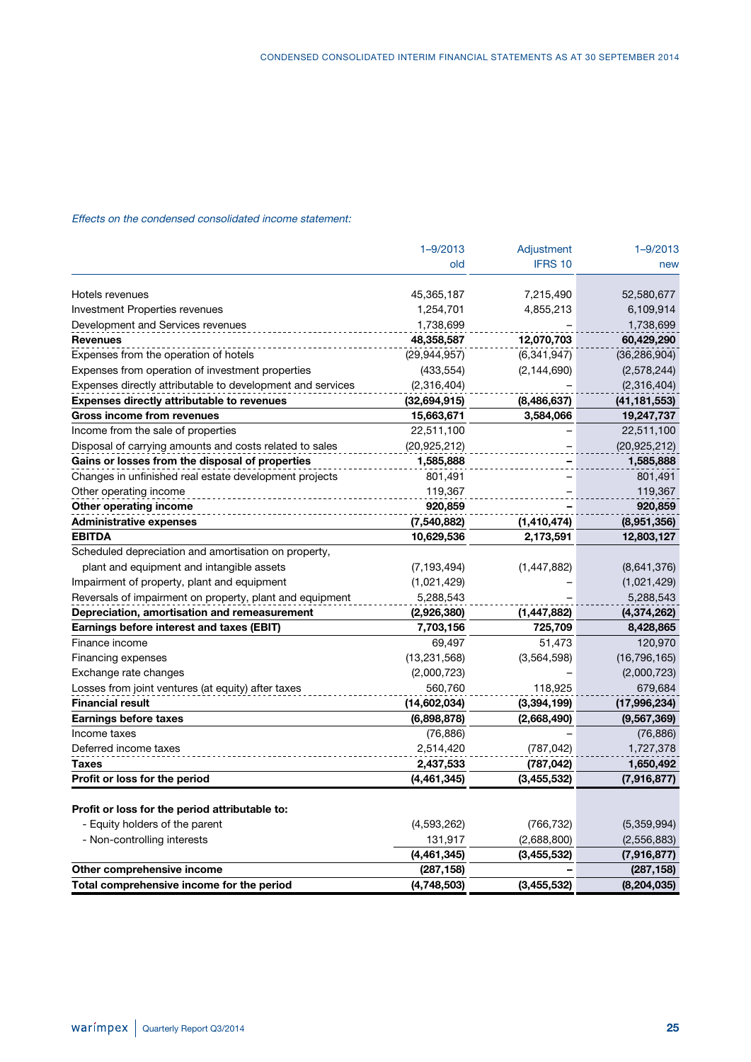*Effects on the condensed consolidated income statement:*

| | 1–9/2013 old | Adjustment IFRS 10 | 1–9/2013 new |
|---|---|---|---|
| Hotels revenues | 45,365,187 | 7,215,490 | 52,580,677 |
| Investment Properties revenues | 1,254,701 | 4,855,213 | 6,109,914 |
| Development and Services revenues | 1,738,699 | – | 1,738,699 |
| **Revenues** | **48,358,587** | **12,070,703** | **60,429,290** |
| Expenses from the operation of hotels | (29,944,957) | (6,341,947) | (36,286,904) |
| Expenses from operation of investment properties | (433,554) | (2,144,690) | (2,578,244) |
| Expenses directly attributable to development and services | (2,316,404) | – | (2,316,404) |
| **Expenses directly attributable to revenues** | **(32,694,915)** | **(8,486,637)** | **(41,181,553)** |
| **Gross income from revenues** | **15,663,671** | **3,584,066** | **19,247,737** |
| Income from the sale of properties | 22,511,100 | – | 22,511,100 |
| Disposal of carrying amounts and costs related to sales | (20,925,212) | – | (20,925,212) |
| **Gains or losses from the disposal of properties** | **1,585,888** | **–** | **1,585,888** |
| Changes in unfinished real estate development projects | 801,491 | – | 801,491 |
| Other operating income | 119,367 | – | 119,367 |
| **Other operating income** | **920,859** | **–** | **920,859** |
| **Administrative expenses** | **(7,540,882)** | **(1,410,474)** | **(8,951,356)** |
| **EBITDA** | **10,629,536** | **2,173,591** | **12,803,127** |
| Scheduled depreciation and amortisation on property, plant and equipment and intangible assets | (7,193,494) | (1,447,882) | (8,641,376) |
| Impairment of property, plant and equipment | (1,021,429) | – | (1,021,429) |
| Reversals of impairment on property, plant and equipment | 5,288,543 | – | 5,288,543 |
| **Depreciation, amortisation and remeasurement** | **(2,926,380)** | **(1,447,882)** | **(4,374,262)** |
| **Earnings before interest and taxes (EBIT)** | **7,703,156** | **725,709** | **8,428,865** |
| Finance income | 69,497 | 51,473 | 120,970 |
| Financing expenses | (13,231,568) | (3,564,598) | (16,796,165) |
| Exchange rate changes | (2,000,723) | – | (2,000,723) |
| Losses from joint ventures (at equity) after taxes | 560,760 | 118,925 | 679,684 |
| **Financial result** | **(14,602,034)** | **(3,394,199)** | **(17,996,234)** |
| **Earnings before taxes** | **(6,898,878)** | **(2,668,490)** | **(9,567,369)** |
| Income taxes | (76,886) | – | (76,886) |
| Deferred income taxes | 2,514,420 | (787,042) | 1,727,378 |
| **Taxes** | **2,437,533** | **(787,042)** | **1,650,492** |
| **Profit or loss for the period** | **(4,461,345)** | **(3,455,532)** | **(7,916,877)** |
| | | | |
| **Profit or loss for the period attributable to:** | | | |
| - Equity holders of the parent | (4,593,262) | (766,732) | (5,359,994) |
| - Non-controlling interests | 131,917 | (2,688,800) | (2,556,883) |
| | **(4,461,345)** | **(3,455,532)** | **(7,916,877)** |
| **Other comprehensive income** | **(287,158)** | **–** | **(287,158)** |
| **Total comprehensive income for the period** | **(4,748,503)** | **(3,455,532)** | **(8,204,035)** |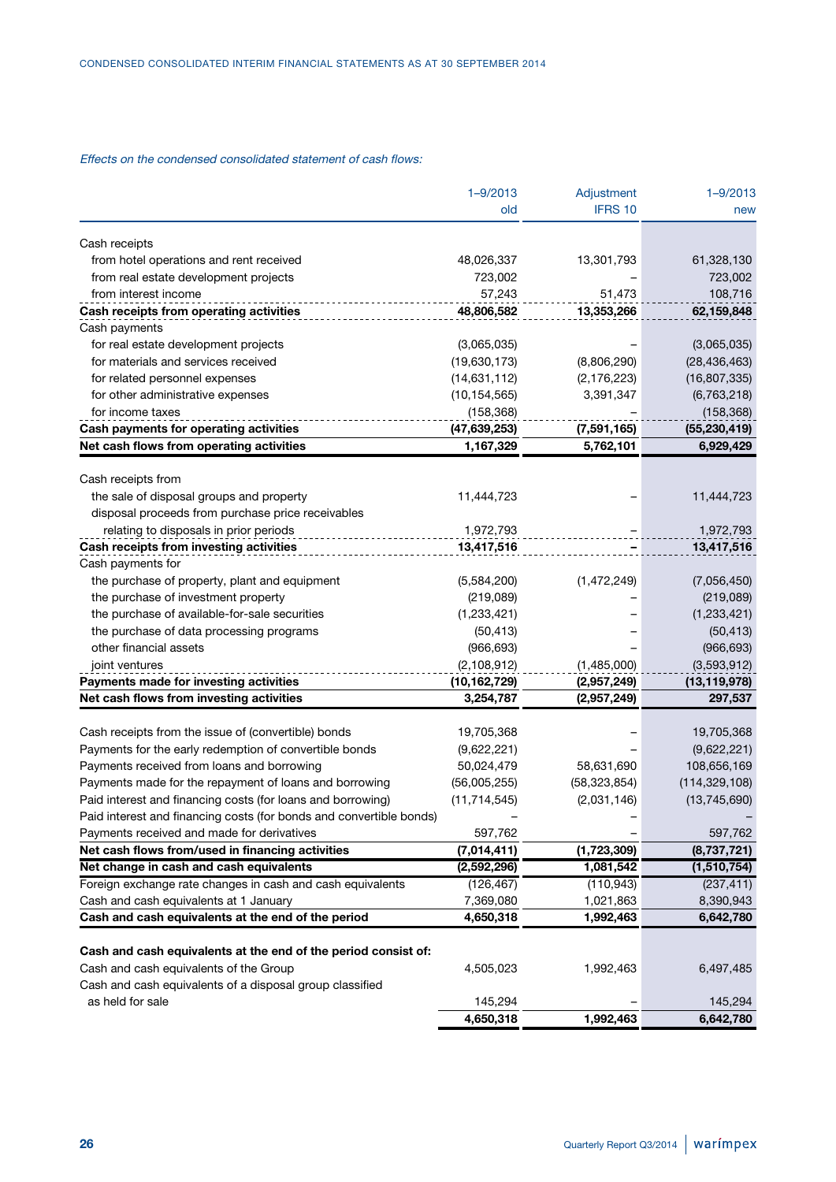*Effects on the condensed consolidated statement of cash flows:*

| | 1–9/2013 old | Adjustment IFRS 10 | 1–9/2013 new |
|---|---|---|---|
| Cash receipts | | | |
| from hotel operations and rent received | 48,026,337 | 13,301,793 | 61,328,130 |
| from real estate development projects | 723,002 | – | 723,002 |
| from interest income | 57,243 | 51,473 | 108,716 |
| **Cash receipts from operating activities** | **48,806,582** | **13,353,266** | **62,159,848** |
| Cash payments | | | |
| for real estate development projects | (3,065,035) | – | (3,065,035) |
| for materials and services received | (19,630,173) | (8,806,290) | (28,436,463) |
| for related personnel expenses | (14,631,112) | (2,176,223) | (16,807,335) |
| for other administrative expenses | (10,154,565) | 3,391,347 | (6,763,218) |
| for income taxes | (158,368) | – | (158,368) |
| **Cash payments for operating activities** | **(47,639,253)** | **(7,591,165)** | **(55,230,419)** |
| **Net cash flows from operating activities** | **1,167,329** | **5,762,101** | **6,929,429** |
| | | | |
| Cash receipts from | | | |
| the sale of disposal groups and property | 11,444,723 | – | 11,444,723 |
| disposal proceeds from purchase price receivables relating to disposals in prior periods | 1,972,793 | – | 1,972,793 |
| **Cash receipts from investing activities** | **13,417,516** | **–** | **13,417,516** |
| Cash payments for | | | |
| the purchase of property, plant and equipment | (5,584,200) | (1,472,249) | (7,056,450) |
| the purchase of investment property | (219,089) | – | (219,089) |
| the purchase of available-for-sale securities | (1,233,421) | – | (1,233,421) |
| the purchase of data processing programs | (50,413) | – | (50,413) |
| other financial assets | (966,693) | – | (966,693) |
| joint ventures | (2,108,912) | (1,485,000) | (3,593,912) |
| **Payments made for investing activities** | **(10,162,729)** | **(2,957,249)** | **(13,119,978)** |
| **Net cash flows from investing activities** | **3,254,787** | **(2,957,249)** | **297,537** |
| | | | |
| Cash receipts from the issue of (convertible) bonds | 19,705,368 | – | 19,705,368 |
| Payments for the early redemption of convertible bonds | (9,622,221) | – | (9,622,221) |
| Payments received from loans and borrowing | 50,024,479 | 58,631,690 | 108,656,169 |
| Payments made for the repayment of loans and borrowing | (56,005,255) | (58,323,854) | (114,329,108) |
| Paid interest and financing costs (for loans and borrowing) | (11,714,545) | (2,031,146) | (13,745,690) |
| Paid interest and financing costs (for bonds and convertible bonds) | – | – | – |
| Payments received and made for derivatives | 597,762 | – | 597,762 |
| **Net cash flows from/used in financing activities** | **(7,014,411)** | **(1,723,309)** | **(8,737,721)** |
| **Net change in cash and cash equivalents** | **(2,592,296)** | **1,081,542** | **(1,510,754)** |
| Foreign exchange rate changes in cash and cash equivalents | (126,467) | (110,943) | (237,411) |
| Cash and cash equivalents at 1 January | 7,369,080 | 1,021,863 | 8,390,943 |
| **Cash and cash equivalents at the end of the period** | **4,650,318** | **1,992,463** | **6,642,780** |
| | | | |
| **Cash and cash equivalents at the end of the period consist of:** | | | |
| Cash and cash equivalents of the Group | 4,505,023 | 1,992,463 | 6,497,485 |
| Cash and cash equivalents of a disposal group classified as held for sale | 145,294 | – | 145,294 |
| | **4,650,318** | **1,992,463** | **6,642,780** |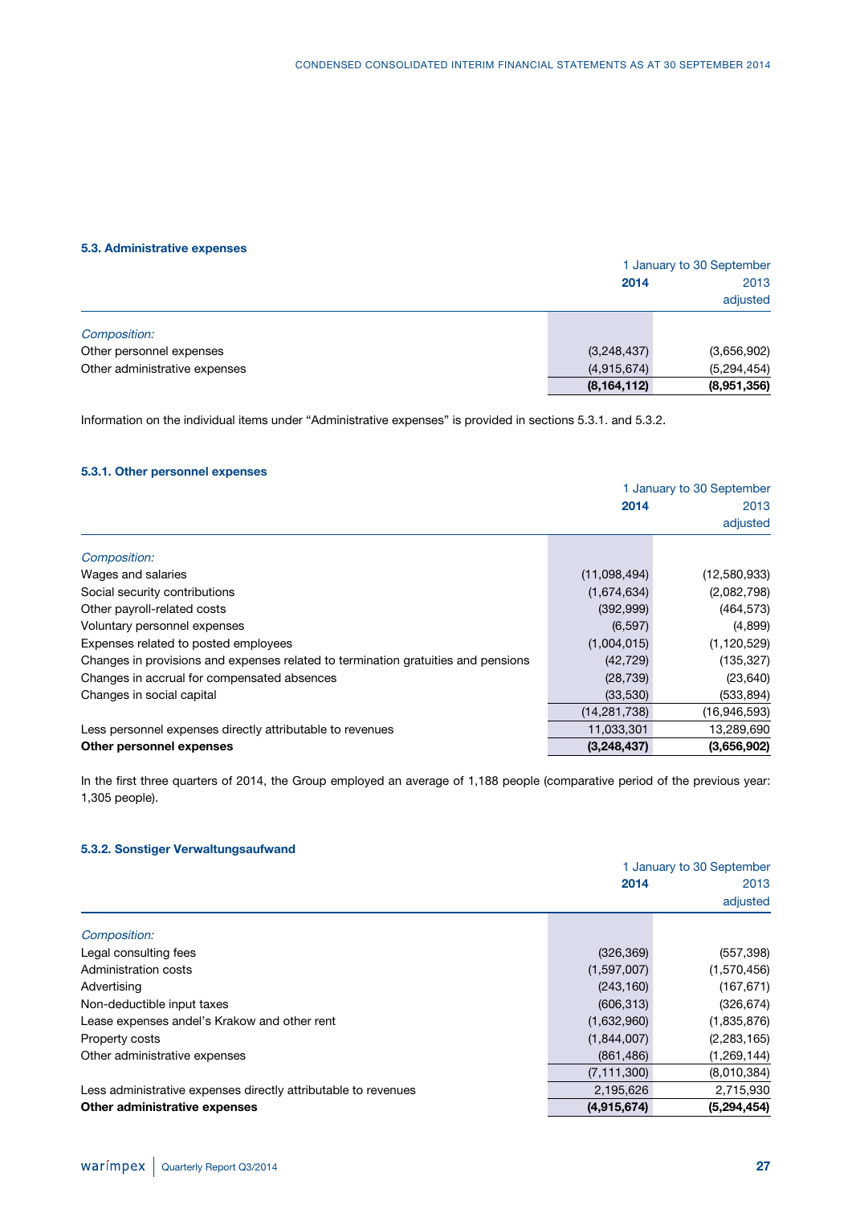### 5.3. Administrative expenses

| | 1 January to 30 September | |
|---|---|---|
| | **2014** | 2013 adjusted |
| *Composition:* | | |
| Other personnel expenses | (3,248,437) | (3,656,902) |
| Other administrative expenses | (4,915,674) | (5,294,454) |
| | **(8,164,112)** | **(8,951,356)** |

Information on the individual items under "Administrative expenses" is provided in sections 5.3.1. and 5.3.2.

### 5.3.1. Other personnel expenses

| | 1 January to 30 September | |
|---|---|---|
| | **2014** | 2013 adjusted |
| *Composition:* | | |
| Wages and salaries | (11,098,494) | (12,580,933) |
| Social security contributions | (1,674,634) | (2,082,798) |
| Other payroll-related costs | (392,999) | (464,573) |
| Voluntary personnel expenses | (6,597) | (4,899) |
| Expenses related to posted employees | (1,004,015) | (1,120,529) |
| Changes in provisions and expenses related to termination gratuities and pensions | (42,729) | (135,327) |
| Changes in accrual for compensated absences | (28,739) | (23,640) |
| Changes in social capital | (33,530) | (533,894) |
| | (14,281,738) | (16,946,593) |
| Less personnel expenses directly attributable to revenues | 11,033,301 | 13,289,690 |
| **Other personnel expenses** | **(3,248,437)** | **(3,656,902)** |

In the first three quarters of 2014, the Group employed an average of 1,188 people (comparative period of the previous year: 1,305 people).

### 5.3.2. Sonstiger Verwaltungsaufwand

| | 1 January to 30 September | |
|---|---|---|
| | **2014** | 2013 adjusted |
| *Composition:* | | |
| Legal consulting fees | (326,369) | (557,398) |
| Administration costs | (1,597,007) | (1,570,456) |
| Advertising | (243,160) | (167,671) |
| Non-deductible input taxes | (606,313) | (326,674) |
| Lease expenses andel's Krakow and other rent | (1,632,960) | (1,835,876) |
| Property costs | (1,844,007) | (2,283,165) |
| Other administrative expenses | (861,486) | (1,269,144) |
| | (7,111,300) | (8,010,384) |
| Less administrative expenses directly attributable to revenues | 2,195,626 | 2,715,930 |
| **Other administrative expenses** | **(4,915,674)** | **(5,294,454)** |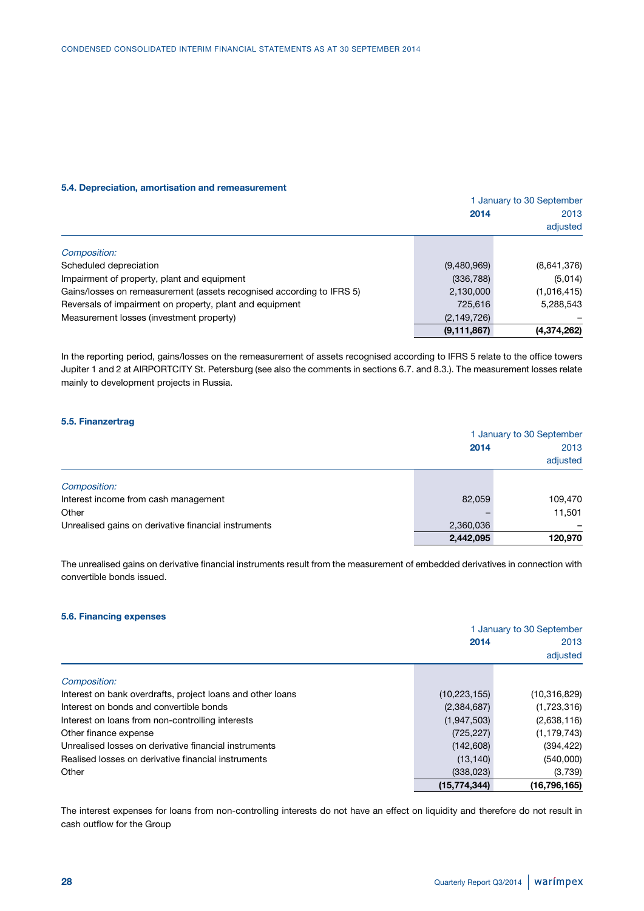#### 5.4. Depreciation, amortisation and remeasurement

| | 1 January to 30 September | |
|---|---|---|
| | **2014** | 2013 adjusted |
| *Composition:* | | |
| Scheduled depreciation | (9,480,969) | (8,641,376) |
| Impairment of property, plant and equipment | (336,788) | (5,014) |
| Gains/losses on remeasurement (assets recognised according to IFRS 5) | 2,130,000 | (1,016,415) |
| Reversals of impairment on property, plant and equipment | 725,616 | 5,288,543 |
| Measurement losses (investment property) | (2,149,726) | – |
| | **(9,111,867)** | **(4,374,262)** |

In the reporting period, gains/losses on the remeasurement of assets recognised according to IFRS 5 relate to the office towers Jupiter 1 and 2 at AIRPORTCITY St. Petersburg (see also the comments in sections 6.7. and 8.3.). The measurement losses relate mainly to development projects in Russia.

#### 5.5. Finanzertrag

| | 1 January to 30 September | |
|---|---|---|
| | **2014** | 2013 adjusted |
| *Composition:* | | |
| Interest income from cash management | 82,059 | 109,470 |
| Other | – | 11,501 |
| Unrealised gains on derivative financial instruments | 2,360,036 | – |
| | **2,442,095** | **120,970** |

The unrealised gains on derivative financial instruments result from the measurement of embedded derivatives in connection with convertible bonds issued.

#### 5.6. Financing expenses

| | 1 January to 30 September | |
|---|---|---|
| | **2014** | 2013 adjusted |
| *Composition:* | | |
| Interest on bank overdrafts, project loans and other loans | (10,223,155) | (10,316,829) |
| Interest on bonds and convertible bonds | (2,384,687) | (1,723,316) |
| Interest on loans from non-controlling interests | (1,947,503) | (2,638,116) |
| Other finance expense | (725,227) | (1,179,743) |
| Unrealised losses on derivative financial instruments | (142,608) | (394,422) |
| Realised losses on derivative financial instruments | (13,140) | (540,000) |
| Other | (338,023) | (3,739) |
| | **(15,774,344)** | **(16,796,165)** |

The interest expenses for loans from non-controlling interests do not have an effect on liquidity and therefore do not result in cash outflow for the Group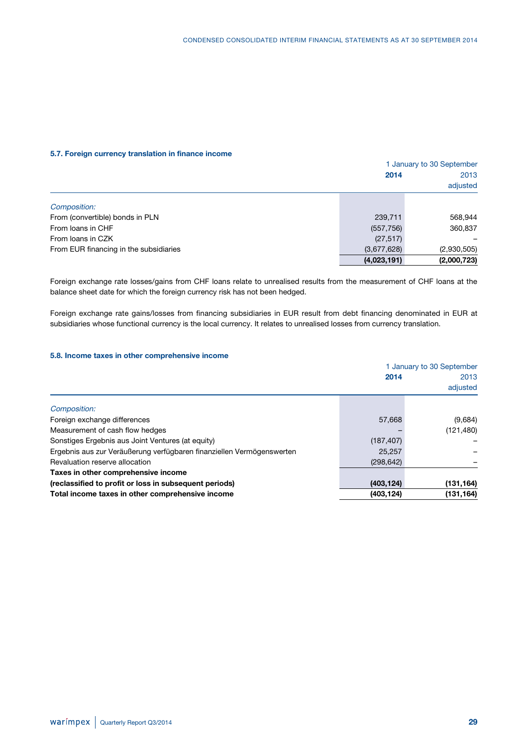### 5.7. Foreign currency translation in finance income

| | 1 January to 30 September | |
|---|---|---|
| | **2014** | 2013 adjusted |
| *Composition:* | | |
| From (convertible) bonds in PLN | 239,711 | 568,944 |
| From loans in CHF | (557,756) | 360,837 |
| From loans in CZK | (27,517) | – |
| From EUR financing in the subsidiaries | (3,677,628) | (2,930,505) |
| | **(4,023,191)** | **(2,000,723)** |

Foreign exchange rate losses/gains from CHF loans relate to unrealised results from the measurement of CHF loans at the balance sheet date for which the foreign currency risk has not been hedged.

Foreign exchange rate gains/losses from financing subsidiaries in EUR result from debt financing denominated in EUR at subsidiaries whose functional currency is the local currency. It relates to unrealised losses from currency translation.

### 5.8. Income taxes in other comprehensive income

| | 1 January to 30 September | |
|---|---|---|
| | **2014** | 2013 adjusted |
| *Composition:* | | |
| Foreign exchange differences | 57,668 | (9,684) |
| Measurement of cash flow hedges | – | (121,480) |
| Sonstiges Ergebnis aus Joint Ventures (at equity) | (187,407) | – |
| Ergebnis aus zur Veräußerung verfügbaren finanziellen Vermögenswerten | 25,257 | – |
| Revaluation reserve allocation | (298,642) | – |
| **Taxes in other comprehensive income (reclassified to profit or loss in subsequent periods)** | **(403,124)** | **(131,164)** |
| **Total income taxes in other comprehensive income** | **(403,124)** | **(131,164)** |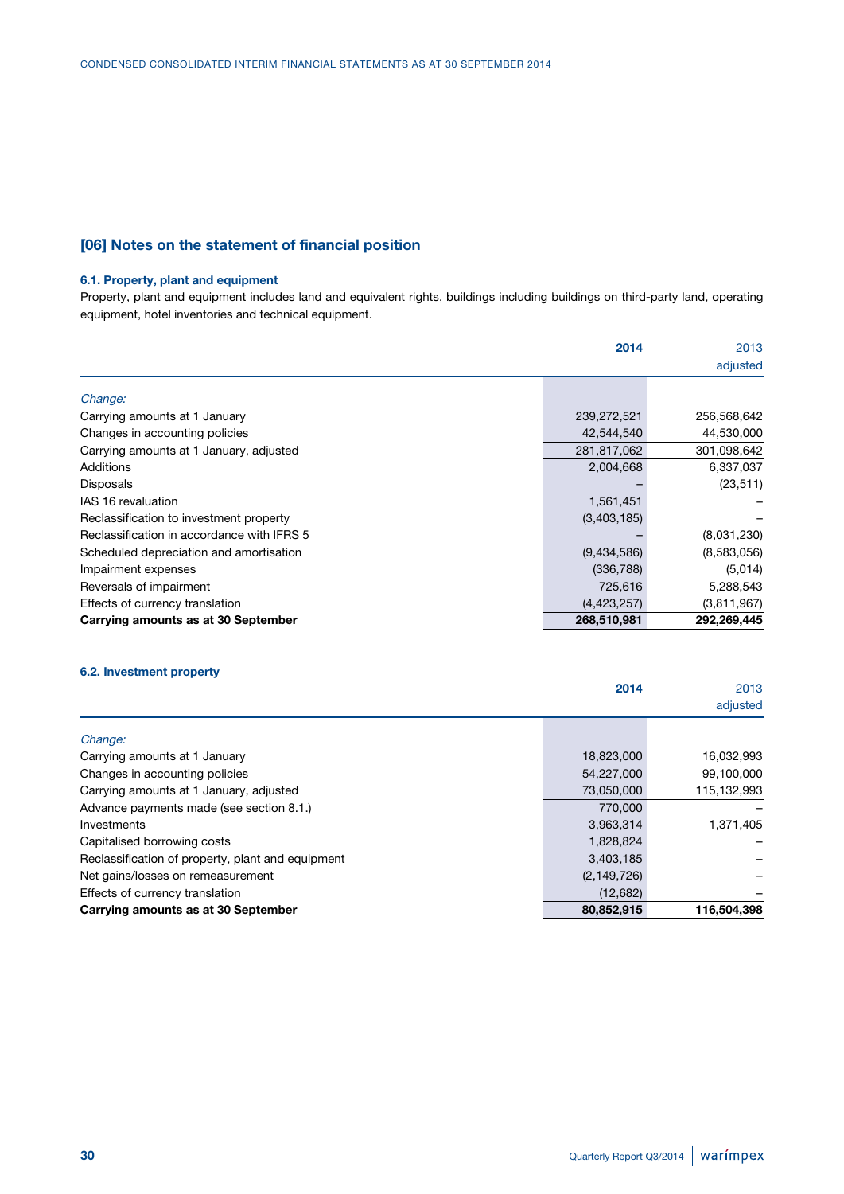## [06] Notes on the statement of financial position

### 6.1. Property, plant and equipment

Property, plant and equipment includes land and equivalent rights, buildings including buildings on third-party land, operating equipment, hotel inventories and technical equipment.

| | 2014 | 2013 adjusted |
|---|---|---|
| *Change:* | | |
| Carrying amounts at 1 January | 239,272,521 | 256,568,642 |
| Changes in accounting policies | 42,544,540 | 44,530,000 |
| Carrying amounts at 1 January, adjusted | 281,817,062 | 301,098,642 |
| Additions | 2,004,668 | 6,337,037 |
| Disposals | – | (23,511) |
| IAS 16 revaluation | 1,561,451 | – |
| Reclassification to investment property | (3,403,185) | – |
| Reclassification in accordance with IFRS 5 | – | (8,031,230) |
| Scheduled depreciation and amortisation | (9,434,586) | (8,583,056) |
| Impairment expenses | (336,788) | (5,014) |
| Reversals of impairment | 725,616 | 5,288,543 |
| Effects of currency translation | (4,423,257) | (3,811,967) |
| **Carrying amounts as at 30 September** | **268,510,981** | **292,269,445** |

### 6.2. Investment property

| | 2014 | 2013 adjusted |
|---|---|---|
| *Change:* | | |
| Carrying amounts at 1 January | 18,823,000 | 16,032,993 |
| Changes in accounting policies | 54,227,000 | 99,100,000 |
| Carrying amounts at 1 January, adjusted | 73,050,000 | 115,132,993 |
| Advance payments made (see section 8.1.) | 770,000 | – |
| Investments | 3,963,314 | 1,371,405 |
| Capitalised borrowing costs | 1,828,824 | – |
| Reclassification of property, plant and equipment | 3,403,185 | – |
| Net gains/losses on remeasurement | (2,149,726) | – |
| Effects of currency translation | (12,682) | – |
| **Carrying amounts as at 30 September** | **80,852,915** | **116,504,398** |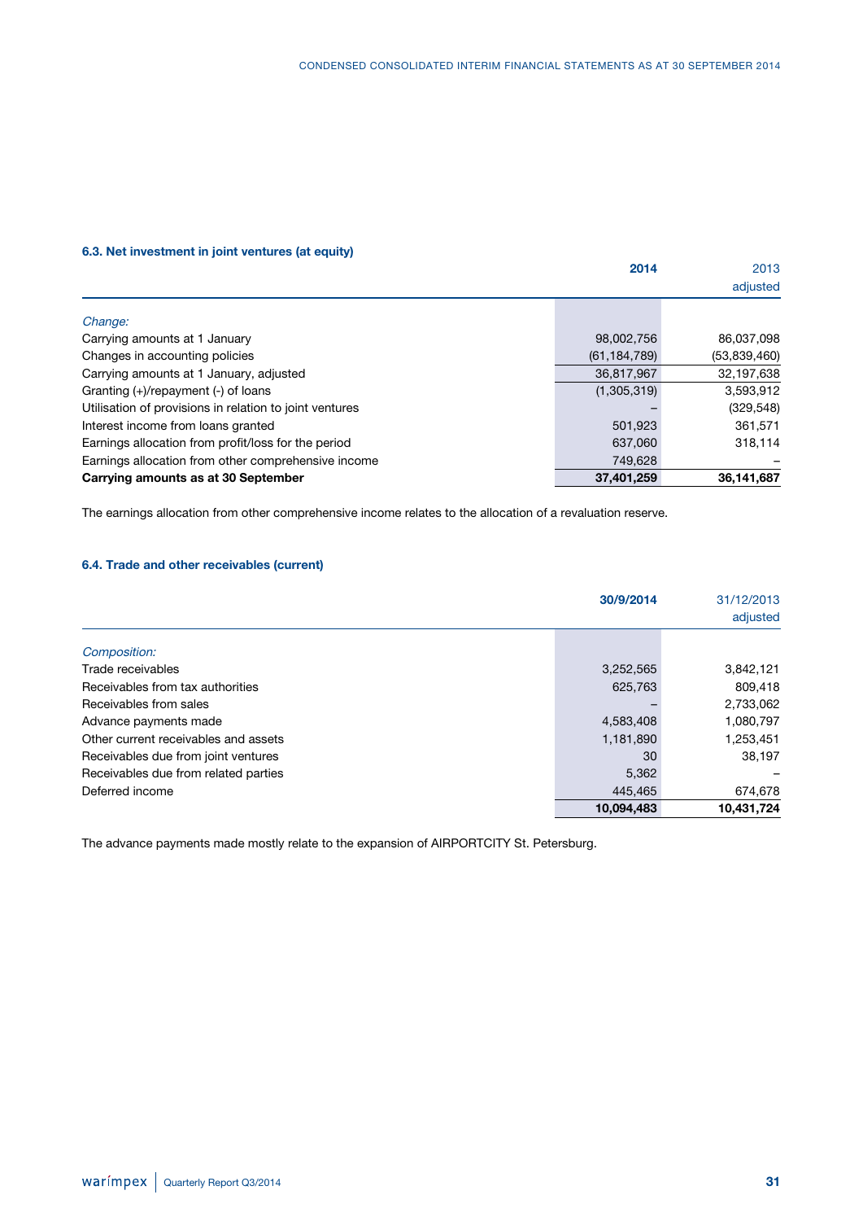### 6.3. Net investment in joint ventures (at equity)

| | **2014** | 2013 adjusted |
|---|---|---|
| *Change:* | | |
| Carrying amounts at 1 January | 98,002,756 | 86,037,098 |
| Changes in accounting policies | (61,184,789) | (53,839,460) |
| Carrying amounts at 1 January, adjusted | 36,817,967 | 32,197,638 |
| Granting (+)/repayment (-) of loans | (1,305,319) | 3,593,912 |
| Utilisation of provisions in relation to joint ventures | – | (329,548) |
| Interest income from loans granted | 501,923 | 361,571 |
| Earnings allocation from profit/loss for the period | 637,060 | 318,114 |
| Earnings allocation from other comprehensive income | 749,628 | – |
| **Carrying amounts as at 30 September** | **37,401,259** | **36,141,687** |

The earnings allocation from other comprehensive income relates to the allocation of a revaluation reserve.

### 6.4. Trade and other receivables (current)

| | **30/9/2014** | 31/12/2013 adjusted |
|---|---|---|
| *Composition:* | | |
| Trade receivables | 3,252,565 | 3,842,121 |
| Receivables from tax authorities | 625,763 | 809,418 |
| Receivables from sales | – | 2,733,062 |
| Advance payments made | 4,583,408 | 1,080,797 |
| Other current receivables and assets | 1,181,890 | 1,253,451 |
| Receivables due from joint ventures | 30 | 38,197 |
| Receivables due from related parties | 5,362 | – |
| Deferred income | 445,465 | 674,678 |
| | **10,094,483** | **10,431,724** |

The advance payments made mostly relate to the expansion of AIRPORTCITY St. Petersburg.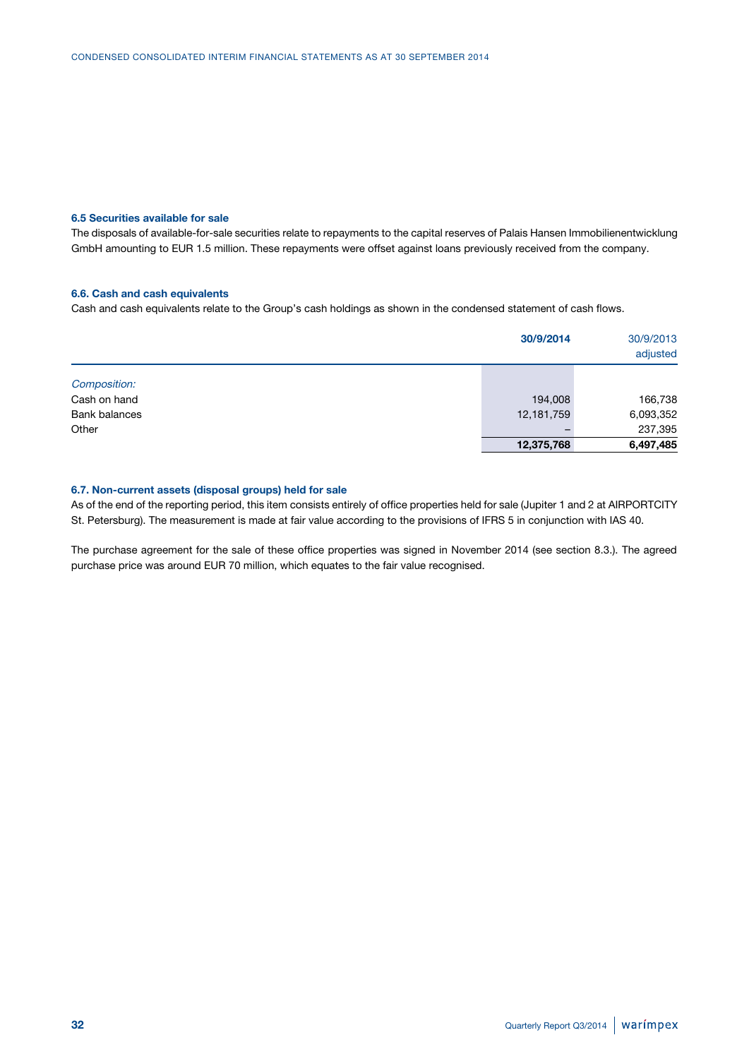#### 6.5 Securities available for sale

The disposals of available-for-sale securities relate to repayments to the capital reserves of Palais Hansen Immobilienentwicklung GmbH amounting to EUR 1.5 million. These repayments were offset against loans previously received from the company.

#### 6.6. Cash and cash equivalents

Cash and cash equivalents relate to the Group's cash holdings as shown in the condensed statement of cash flows.

| | **30/9/2014** | 30/9/2013 adjusted |
|---|---|---|
| *Composition:* | | |
| Cash on hand | 194,008 | 166,738 |
| Bank balances | 12,181,759 | 6,093,352 |
| Other | – | 237,395 |
| | **12,375,768** | **6,497,485** |

#### 6.7. Non-current assets (disposal groups) held for sale

As of the end of the reporting period, this item consists entirely of office properties held for sale (Jupiter 1 and 2 at AIRPORTCITY St. Petersburg). The measurement is made at fair value according to the provisions of IFRS 5 in conjunction with IAS 40.

The purchase agreement for the sale of these office properties was signed in November 2014 (see section 8.3.). The agreed purchase price was around EUR 70 million, which equates to the fair value recognised.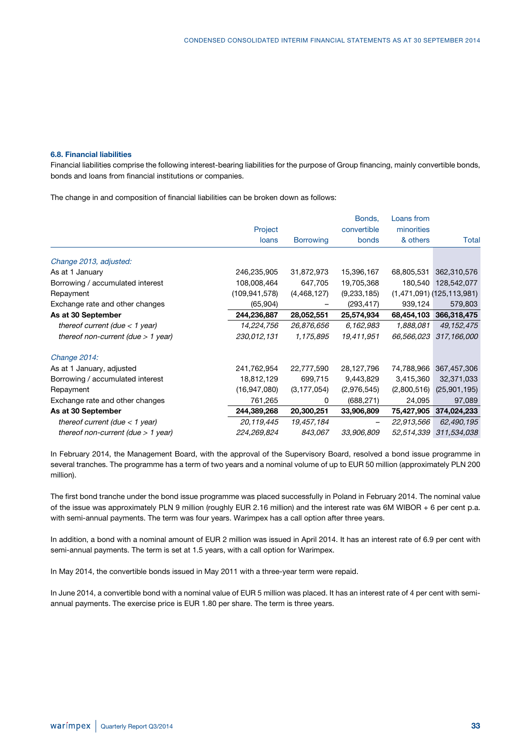### 6.8. Financial liabilities

Financial liabilities comprise the following interest-bearing liabilities for the purpose of Group financing, mainly convertible bonds, bonds and loans from financial institutions or companies.

The change in and composition of financial liabilities can be broken down as follows:

| | Project loans | Borrowing | Bonds, convertible bonds | Loans from minorities & others | Total |
|---|---|---|---|---|---|
| *Change 2013, adjusted:* | | | | | |
| As at 1 January | 246,235,905 | 31,872,973 | 15,396,167 | 68,805,531 | 362,310,576 |
| Borrowing / accumulated interest | 108,008,464 | 647,705 | 19,705,368 | 180,540 | 128,542,077 |
| Repayment | (109,941,578) | (4,468,127) | (9,233,185) | (1,471,091) | (125,113,981) |
| Exchange rate and other changes | (65,904) | – | (293,417) | 939,124 | 579,803 |
| **As at 30 September** | **244,236,887** | **28,052,551** | **25,574,934** | **68,454,103** | **366,318,475** |
| *thereof current (due < 1 year)* | *14,224,756* | *26,876,656* | *6,162,983* | *1,888,081* | *49,152,475* |
| *thereof non-current (due > 1 year)* | *230,012,131* | *1,175,895* | *19,411,951* | *66,566,023* | *317,166,000* |
| *Change 2014:* | | | | | |
| As at 1 January, adjusted | 241,762,954 | 22,777,590 | 28,127,796 | 74,788,966 | 367,457,306 |
| Borrowing / accumulated interest | 18,812,129 | 699,715 | 9,443,829 | 3,415,360 | 32,371,033 |
| Repayment | (16,947,080) | (3,177,054) | (2,976,545) | (2,800,516) | (25,901,195) |
| Exchange rate and other changes | 761,265 | 0 | (688,271) | 24,095 | 97,089 |
| **As at 30 September** | **244,389,268** | **20,300,251** | **33,906,809** | **75,427,905** | **374,024,233** |
| *thereof current (due < 1 year)* | *20,119,445* | *19,457,184* | – | *22,913,566* | *62,490,195* |
| *thereof non-current (due > 1 year)* | *224,269,824* | *843,067* | *33,906,809* | *52,514,339* | *311,534,038* |

In February 2014, the Management Board, with the approval of the Supervisory Board, resolved a bond issue programme in several tranches. The programme has a term of two years and a nominal volume of up to EUR 50 million (approximately PLN 200 million).

The first bond tranche under the bond issue programme was placed successfully in Poland in February 2014. The nominal value of the issue was approximately PLN 9 million (roughly EUR 2.16 million) and the interest rate was 6M WIBOR + 6 per cent p.a. with semi-annual payments. The term was four years. Warimpex has a call option after three years.

In addition, a bond with a nominal amount of EUR 2 million was issued in April 2014. It has an interest rate of 6.9 per cent with semi-annual payments. The term is set at 1.5 years, with a call option for Warimpex.

In May 2014, the convertible bonds issued in May 2011 with a three-year term were repaid.

In June 2014, a convertible bond with a nominal value of EUR 5 million was placed. It has an interest rate of 4 per cent with semi-annual payments. The exercise price is EUR 1.80 per share. The term is three years.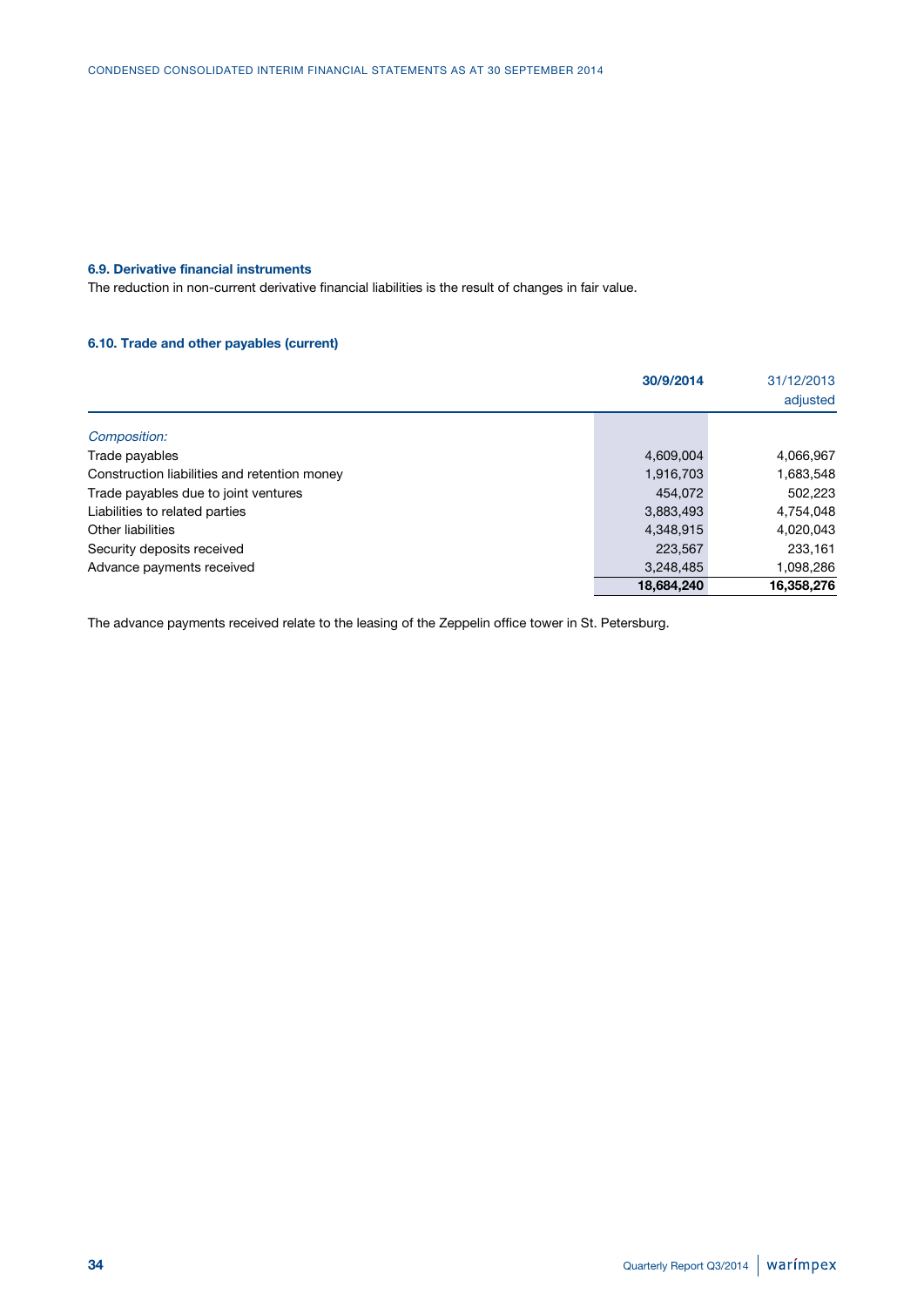#### 6.9. Derivative financial instruments

The reduction in non-current derivative financial liabilities is the result of changes in fair value.

#### 6.10. Trade and other payables (current)

| | **30/9/2014** | 31/12/2013 adjusted |
|---|---|---|
| *Composition:* | | |
| Trade payables | 4,609,004 | 4,066,967 |
| Construction liabilities and retention money | 1,916,703 | 1,683,548 |
| Trade payables due to joint ventures | 454,072 | 502,223 |
| Liabilities to related parties | 3,883,493 | 4,754,048 |
| Other liabilities | 4,348,915 | 4,020,043 |
| Security deposits received | 223,567 | 233,161 |
| Advance payments received | 3,248,485 | 1,098,286 |
| | **18,684,240** | **16,358,276** |

The advance payments received relate to the leasing of the Zeppelin office tower in St. Petersburg.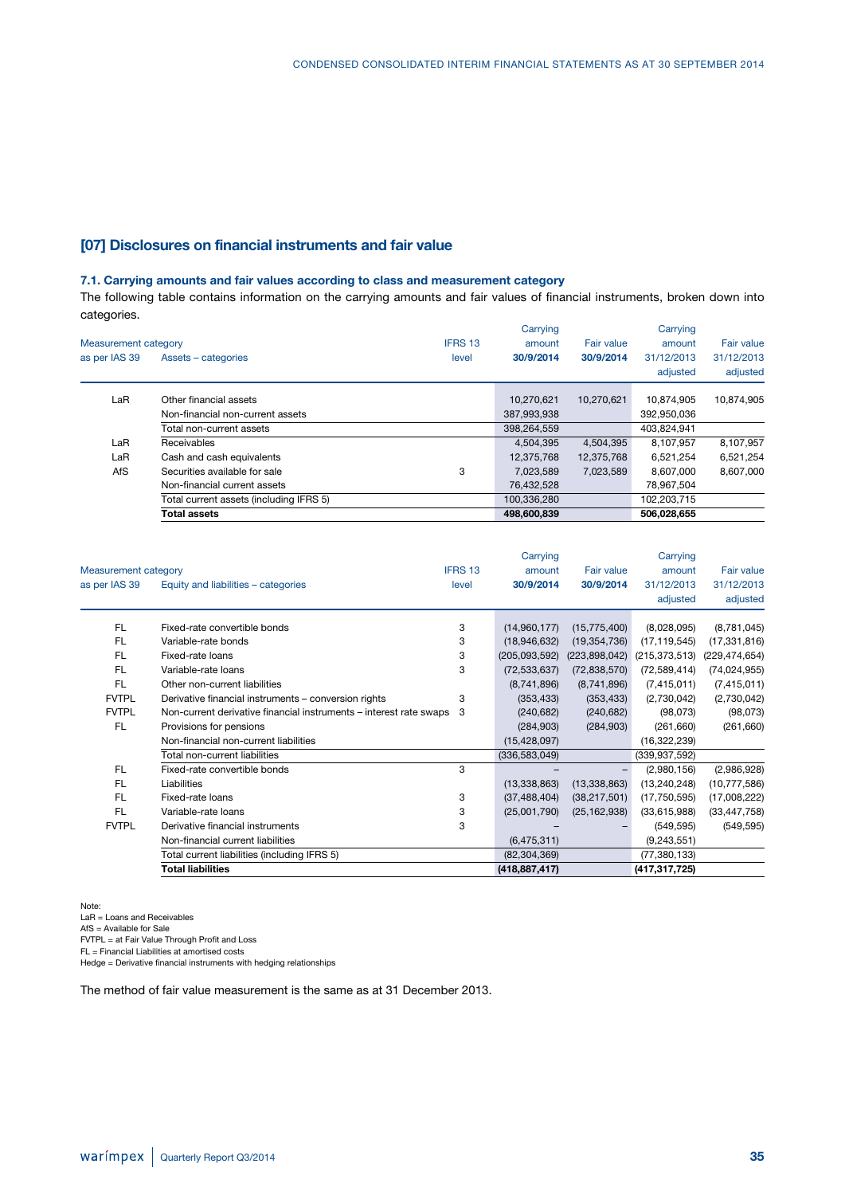## [07] Disclosures on financial instruments and fair value

### 7.1. Carrying amounts and fair values according to class and measurement category

The following table contains information on the carrying amounts and fair values of financial instruments, broken down into categories.

| Measurement category as per IAS 39 | Assets – categories | IFRS 13 level | Carrying amount 30/9/2014 | Fair value 30/9/2014 | Carrying amount 31/12/2013 adjusted | Fair value 31/12/2013 adjusted |
|---|---|---|---|---|---|---|
| LaR | Other financial assets | | 10,270,621 | 10,270,621 | 10,874,905 | 10,874,905 |
| | Non-financial non-current assets | | 387,993,938 | | 392,950,036 | |
| | Total non-current assets | | 398,264,559 | | 403,824,941 | |
| LaR | Receivables | | 4,504,395 | 4,504,395 | 8,107,957 | 8,107,957 |
| LaR | Cash and cash equivalents | | 12,375,768 | 12,375,768 | 6,521,254 | 6,521,254 |
| AfS | Securities available for sale | 3 | 7,023,589 | 7,023,589 | 8,607,000 | 8,607,000 |
| | Non-financial current assets | | 76,432,528 | | 78,967,504 | |
| | Total current assets (including IFRS 5) | | 100,336,280 | | 102,203,715 | |
| | **Total assets** | | **498,600,839** | | **506,028,655** | |

| Measurement category as per IAS 39 | Equity and liabilities – categories | IFRS 13 level | Carrying amount 30/9/2014 | Fair value 30/9/2014 | Carrying amount 31/12/2013 adjusted | Fair value 31/12/2013 adjusted |
|---|---|---|---|---|---|---|
| FL | Fixed-rate convertible bonds | 3 | (14,960,177) | (15,775,400) | (8,028,095) | (8,781,045) |
| FL | Variable-rate bonds | 3 | (18,946,632) | (19,354,736) | (17,119,545) | (17,331,816) |
| FL | Fixed-rate loans | 3 | (205,093,592) | (223,898,042) | (215,373,513) | (229,474,654) |
| FL | Variable-rate loans | 3 | (72,533,637) | (72,838,570) | (72,589,414) | (74,024,955) |
| FL | Other non-current liabilities | | (8,741,896) | (8,741,896) | (7,415,011) | (7,415,011) |
| FVTPL | Derivative financial instruments – conversion rights | 3 | (353,433) | (353,433) | (2,730,042) | (2,730,042) |
| FVTPL | Non-current derivative financial instruments – interest rate swaps | 3 | (240,682) | (240,682) | (98,073) | (98,073) |
| FL | Provisions for pensions | | (284,903) | (284,903) | (261,660) | (261,660) |
| | Non-financial non-current liabilities | | (15,428,097) | | (16,322,239) | |
| | Total non-current liabilities | | (336,583,049) | | (339,937,592) | |
| FL | Fixed-rate convertible bonds | 3 | – | – | (2,980,156) | (2,986,928) |
| FL | Liabilities | | (13,338,863) | (13,338,863) | (13,240,248) | (10,777,586) |
| FL | Fixed-rate loans | 3 | (37,488,404) | (38,217,501) | (17,750,595) | (17,008,222) |
| FL | Variable-rate loans | 3 | (25,001,790) | (25,162,938) | (33,615,988) | (33,447,758) |
| FVTPL | Derivative financial instruments | 3 | – | – | (549,595) | (549,595) |
| | Non-financial current liabilities | | (6,475,311) | | (9,243,551) | |
| | Total current liabilities (including IFRS 5) | | (82,304,369) | | (77,380,133) | |
| | **Total liabilities** | | **(418,887,417)** | | **(417,317,725)** | |

Note:
LaR = Loans and Receivables
AfS = Available for Sale
FVTPL = at Fair Value Through Profit and Loss
FL = Financial Liabilities at amortised costs
Hedge = Derivative financial instruments with hedging relationships

The method of fair value measurement is the same as at 31 December 2013.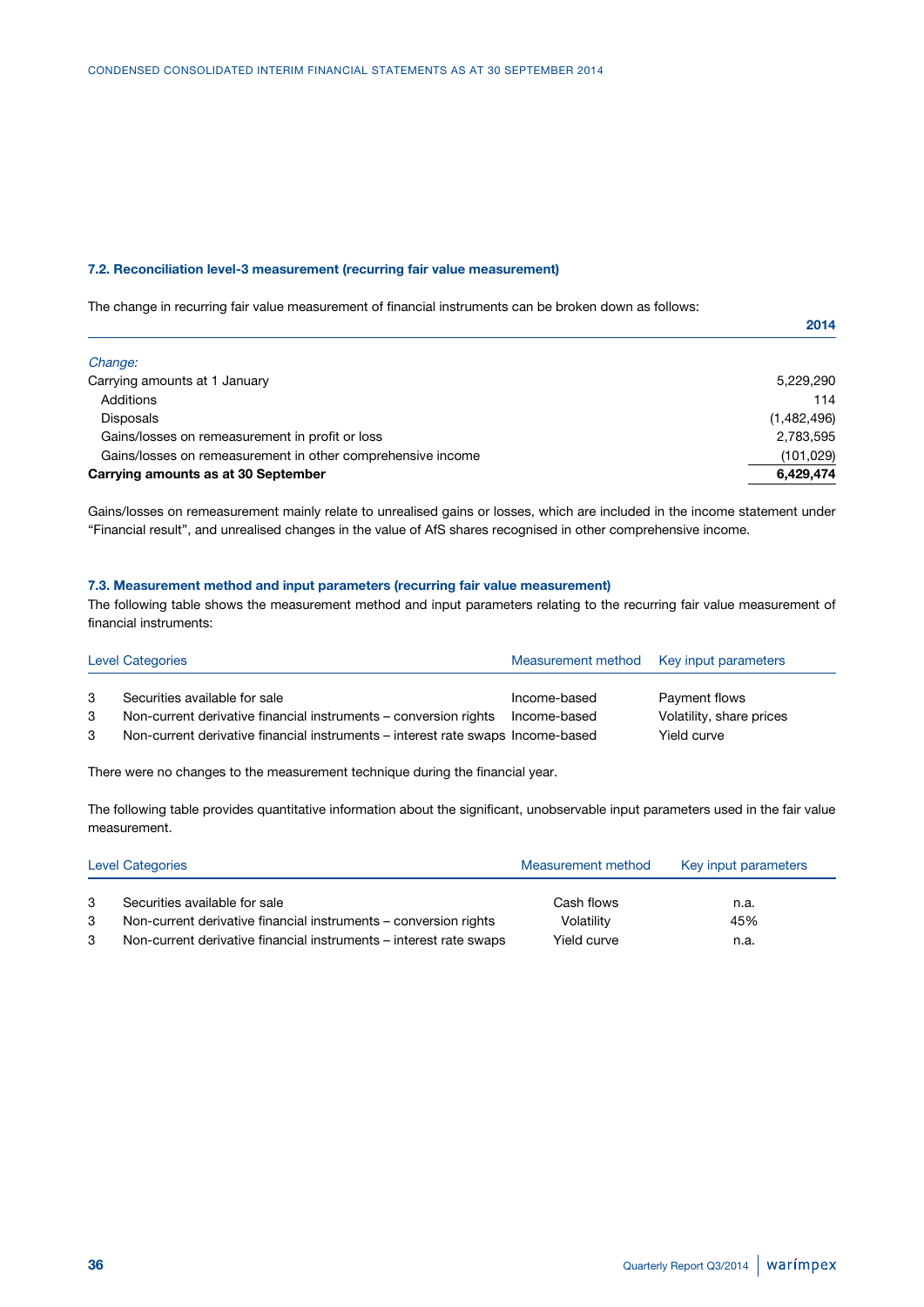### 7.2. Reconciliation level-3 measurement (recurring fair value measurement)

The change in recurring fair value measurement of financial instruments can be broken down as follows:

| | 2014 |
|---|---|
| *Change:* | |
| Carrying amounts at 1 January | 5,229,290 |
| Additions | 114 |
| Disposals | (1,482,496) |
| Gains/losses on remeasurement in profit or loss | 2,783,595 |
| Gains/losses on remeasurement in other comprehensive income | (101,029) |
| **Carrying amounts as at 30 September** | **6,429,474** |

Gains/losses on remeasurement mainly relate to unrealised gains or losses, which are included in the income statement under "Financial result", and unrealised changes in the value of AfS shares recognised in other comprehensive income.

### 7.3. Measurement method and input parameters (recurring fair value measurement)

The following table shows the measurement method and input parameters relating to the recurring fair value measurement of financial instruments:

| Level | Categories | Measurement method | Key input parameters |
|---|---|---|---|
| 3 | Securities available for sale | Income-based | Payment flows |
| 3 | Non-current derivative financial instruments – conversion rights | Income-based | Volatility, share prices |
| 3 | Non-current derivative financial instruments – interest rate swaps | Income-based | Yield curve |

There were no changes to the measurement technique during the financial year.

The following table provides quantitative information about the significant, unobservable input parameters used in the fair value measurement.

| Level | Categories | Measurement method | Key input parameters |
|---|---|---|---|
| 3 | Securities available for sale | Cash flows | n.a. |
| 3 | Non-current derivative financial instruments – conversion rights | Volatility | 45% |
| 3 | Non-current derivative financial instruments – interest rate swaps | Yield curve | n.a. |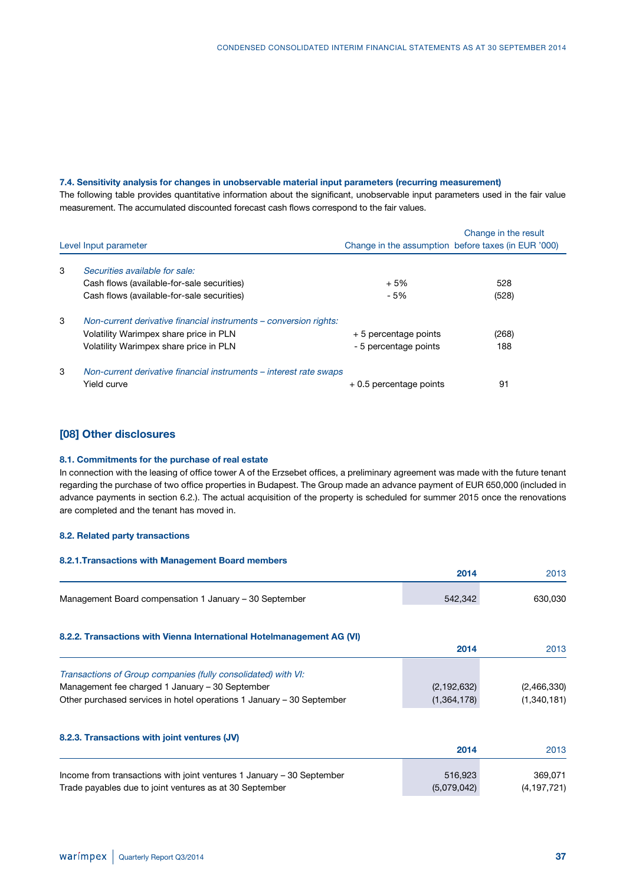### 7.4. Sensitivity analysis for changes in unobservable material input parameters (recurring measurement)

The following table provides quantitative information about the significant, unobservable input parameters used in the fair value measurement. The accumulated discounted forecast cash flows correspond to the fair values.

| Level | Input parameter | Change in the assumption | Change in the result before taxes (in EUR '000) |
|---|---|---|---|
| 3 | *Securities available for sale:* | | |
| | Cash flows (available-for-sale securities) | + 5% | 528 |
| | Cash flows (available-for-sale securities) | - 5% | (528) |
| 3 | *Non-current derivative financial instruments – conversion rights:* | | |
| | Volatility Warimpex share price in PLN | + 5 percentage points | (268) |
| | Volatility Warimpex share price in PLN | - 5 percentage points | 188 |
| 3 | *Non-current derivative financial instruments – interest rate swaps* | | |
| | Yield curve | + 0.5 percentage points | 91 |

## [08] Other disclosures

### 8.1. Commitments for the purchase of real estate

In connection with the leasing of office tower A of the Erzsebet offices, a preliminary agreement was made with the future tenant regarding the purchase of two office properties in Budapest. The Group made an advance payment of EUR 650,000 (included in advance payments in section 6.2.). The actual acquisition of the property is scheduled for summer 2015 once the renovations are completed and the tenant has moved in.

### 8.2. Related party transactions

#### 8.2.1.Transactions with Management Board members

| | 2014 | 2013 |
|---|---|---|
| Management Board compensation 1 January – 30 September | 542,342 | 630,030 |

#### 8.2.2. Transactions with Vienna International Hotelmanagement AG (VI)

| | 2014 | 2013 |
|---|---|---|
| *Transactions of Group companies (fully consolidated) with VI:* | | |
| Management fee charged 1 January – 30 September | (2,192,632) | (2,466,330) |
| Other purchased services in hotel operations 1 January – 30 September | (1,364,178) | (1,340,181) |

#### 8.2.3. Transactions with joint ventures (JV)

| | 2014 | 2013 |
|---|---|---|
| Income from transactions with joint ventures 1 January – 30 September | 516,923 | 369,071 |
| Trade payables due to joint ventures as at 30 September | (5,079,042) | (4,197,721) |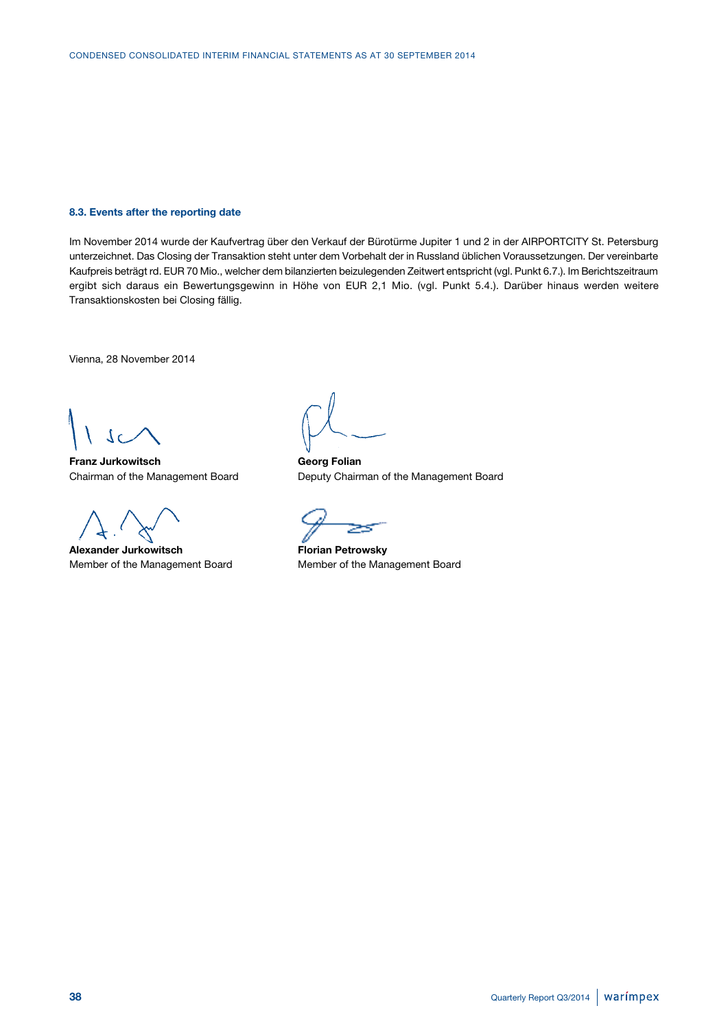### 8.3. Events after the reporting date

Im November 2014 wurde der Kaufvertrag über den Verkauf der Bürotürme Jupiter 1 und 2 in der AIRPORTCITY St. Petersburg unterzeichnet. Das Closing der Transaktion steht unter dem Vorbehalt der in Russland üblichen Voraussetzungen. Der vereinbarte Kaufpreis beträgt rd. EUR 70 Mio., welcher dem bilanzierten beizulegenden Zeitwert entspricht (vgl. Punkt 6.7.). Im Berichtszeitraum ergibt sich daraus ein Bewertungsgewinn in Höhe von EUR 2,1 Mio. (vgl. Punkt 5.4.). Darüber hinaus werden weitere Transaktionskosten bei Closing fällig.

Vienna, 28 November 2014

**Franz Jurkowitsch**
Chairman of the Management Board

**Georg Folian**
Deputy Chairman of the Management Board

**Alexander Jurkowitsch**
Member of the Management Board

**Florian Petrowsky**
Member of the Management Board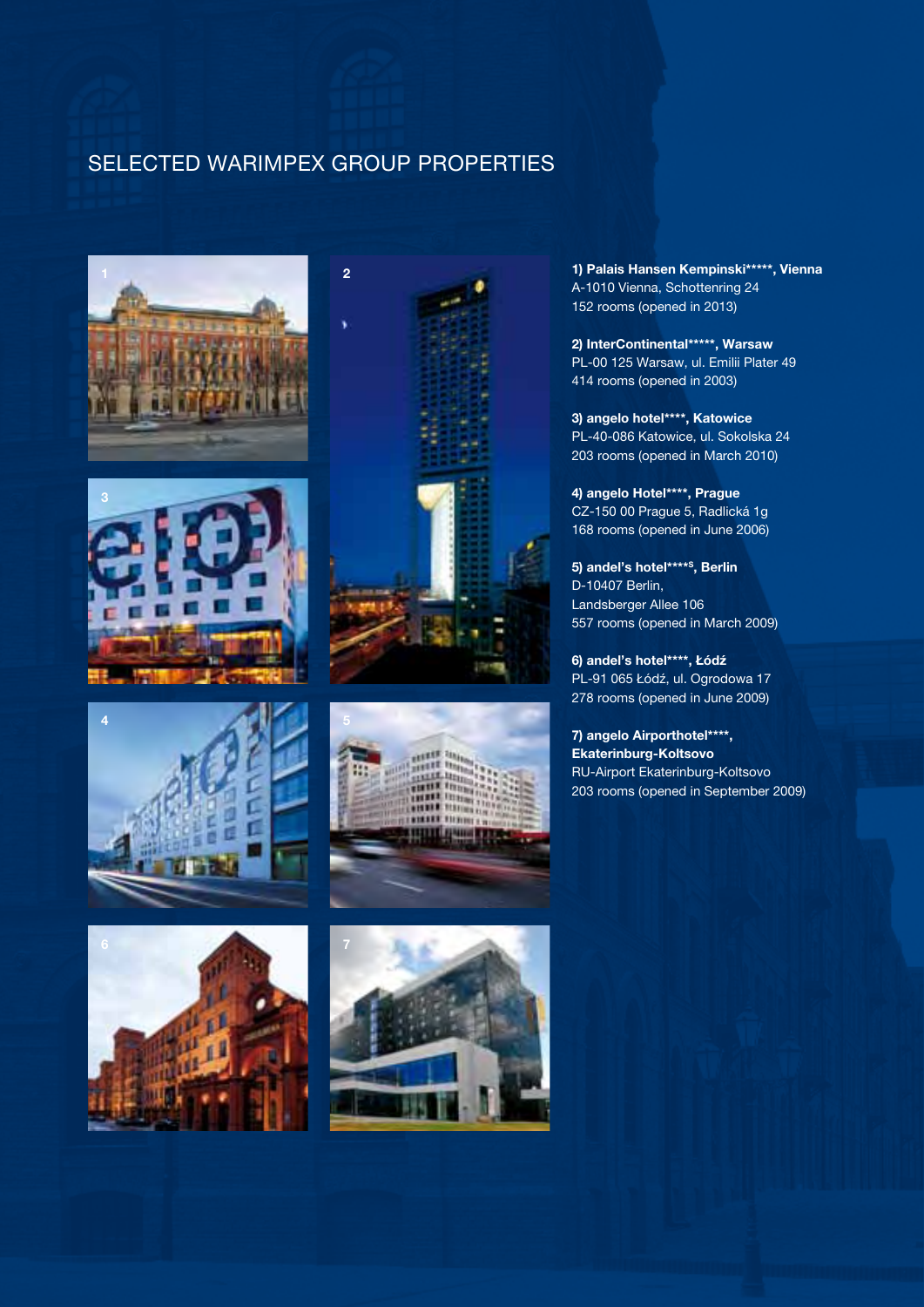# SELECTED WARIMPEX GROUP PROPERTIES

**1) Palais Hansen Kempinski\*\*\*\*\*, Vienna**
A-1010 Vienna, Schottenring 24
152 rooms (opened in 2013)

**2) InterContinental\*\*\*\*\*, Warsaw**
PL-00 125 Warsaw, ul. Emilii Plater 49
414 rooms (opened in 2003)

**3) angelo hotel\*\*\*\*, Katowice**
PL-40-086 Katowice, ul. Sokolska 24
203 rooms (opened in March 2010)

**4) angelo Hotel\*\*\*\*, Prague**
CZ-150 00 Prague 5, Radlická 1g
168 rooms (opened in June 2006)

**5) andel's hotel\*\*\*\*S, Berlin**
D-10407 Berlin,
Landsberger Allee 106
557 rooms (opened in March 2009)

**6) andel's hotel\*\*\*\*, Łódź**
PL-91 065 Łódź, ul. Ogrodowa 17
278 rooms (opened in June 2009)

**7) angelo Airporthotel\*\*\*\*, Ekaterinburg-Koltsovo**
RU-Airport Ekaterinburg-Koltsovo
203 rooms (opened in September 2009)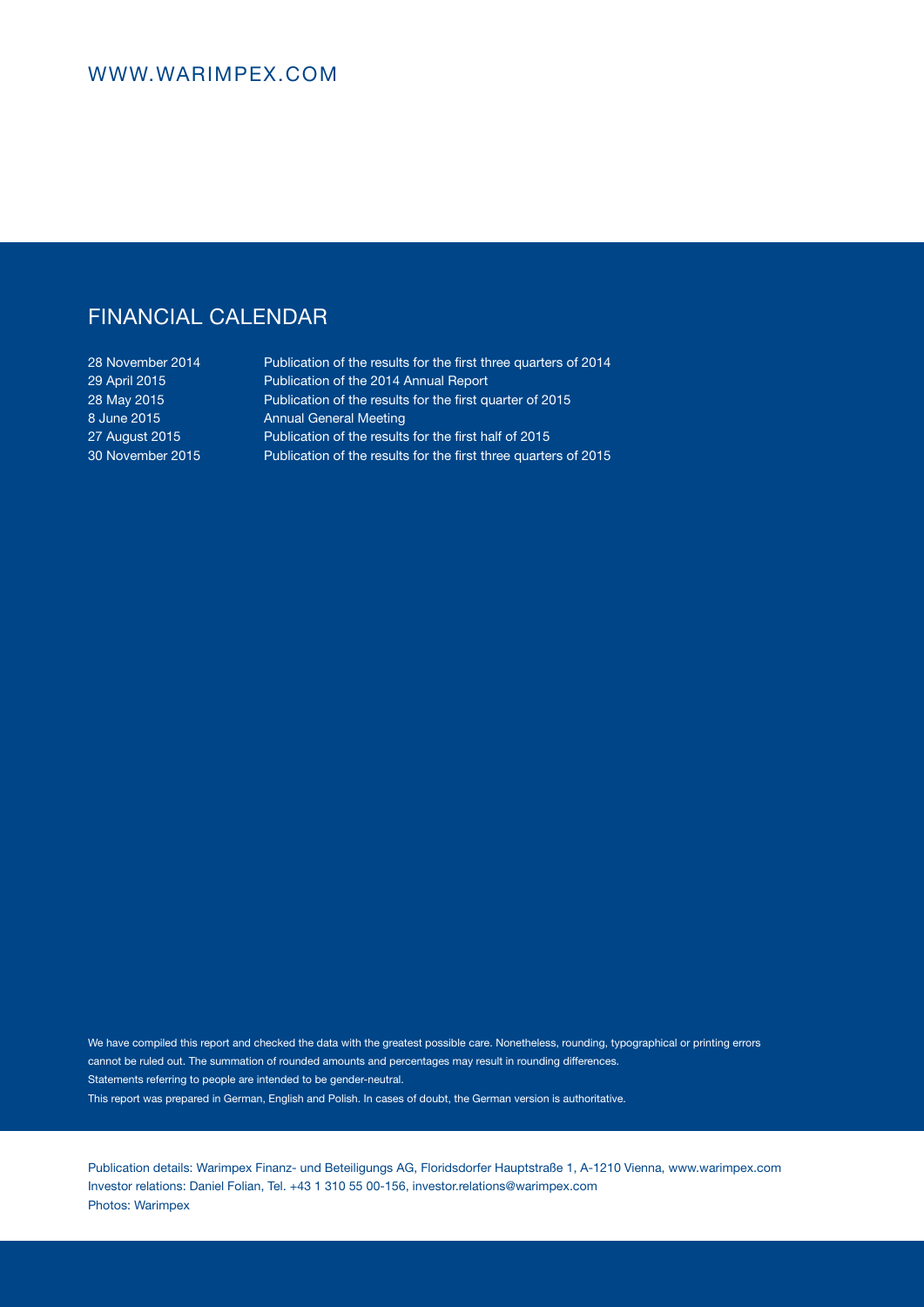WWW.WARIMPEX.COM

## FINANCIAL CALENDAR

| | |
|---|---|
| 28 November 2014 | Publication of the results for the first three quarters of 2014 |
| 29 April 2015 | Publication of the 2014 Annual Report |
| 28 May 2015 | Publication of the results for the first quarter of 2015 |
| 8 June 2015 | Annual General Meeting |
| 27 August 2015 | Publication of the results for the first half of 2015 |
| 30 November 2015 | Publication of the results for the first three quarters of 2015 |

We have compiled this report and checked the data with the greatest possible care. Nonetheless, rounding, typographical or printing errors cannot be ruled out. The summation of rounded amounts and percentages may result in rounding differences.
Statements referring to people are intended to be gender-neutral.
This report was prepared in German, English and Polish. In cases of doubt, the German version is authoritative.

Publication details: Warimpex Finanz- und Beteiligungs AG, Floridsdorfer Hauptstraße 1, A-1210 Vienna, www.warimpex.com
Investor relations: Daniel Folian, Tel. +43 1 310 55 00-156, investor.relations@warimpex.com
Photos: Warimpex